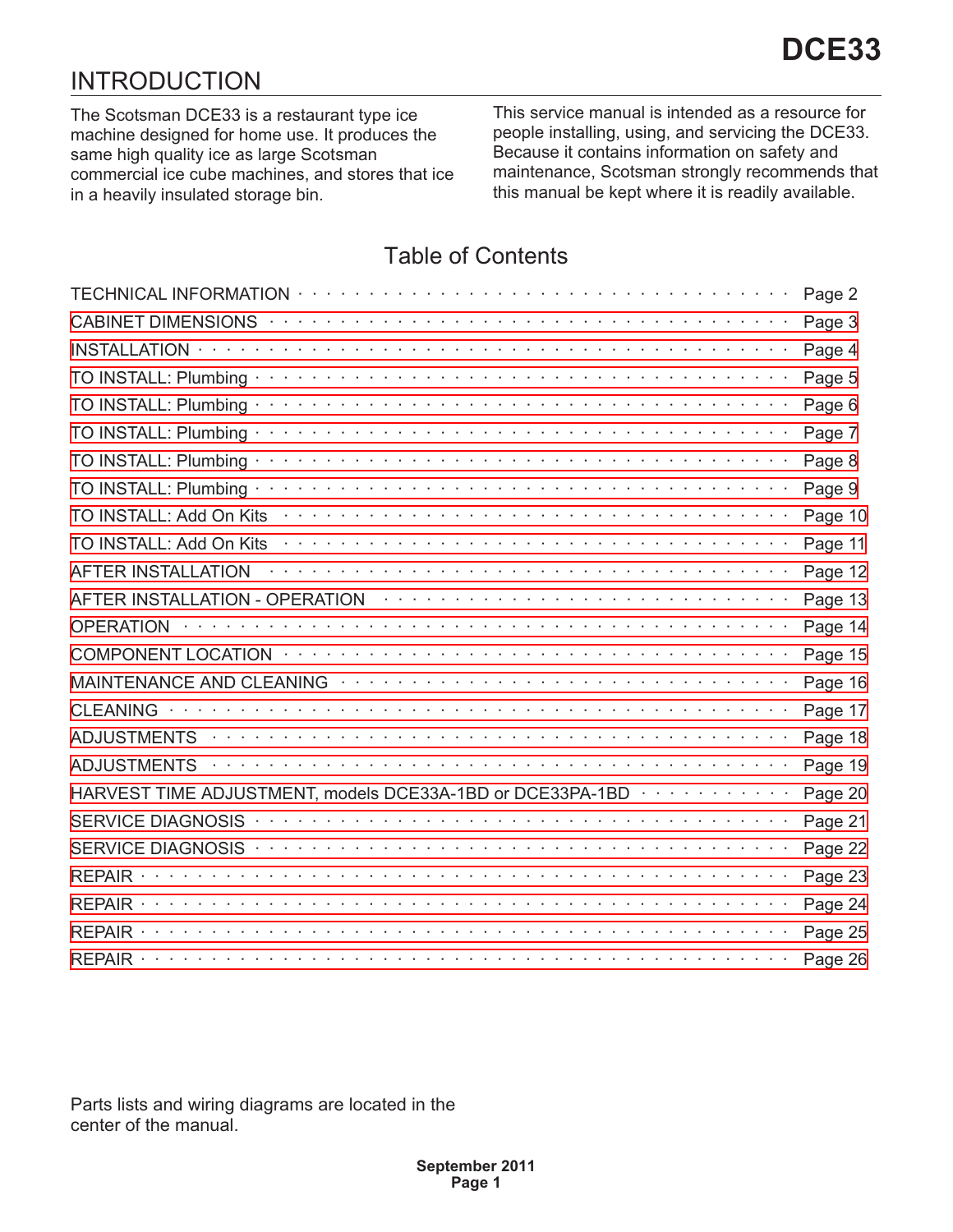# DCE33

## INTRODUCTION

The Scotsman DCE33 is a restaurant type ice machine designed for home use. It produces the same high quality ice as large Scotsman commercial ice cube machines, and stores that ice in a heavily insulated storage bin.

This service manual is intended as a resource for people installing, using, and servicing the DCE33. Because it contains information on safety and maintenance, Scotsman strongly recommends that this manual be kept where it is readily available.

## Table of Contents

| Section | Page |
| --- | --- |
| TECHNICAL INFORMATION | Page 2 |
| CABINET DIMENSIONS | Page 3 |
| INSTALLATION | Page 4 |
| TO INSTALL: Plumbing | Page 5 |
| TO INSTALL: Plumbing | Page 6 |
| TO INSTALL: Plumbing | Page 7 |
| TO INSTALL: Plumbing | Page 8 |
| TO INSTALL: Plumbing | Page 9 |
| TO INSTALL: Add On Kits | Page 10 |
| TO INSTALL: Add On Kits | Page 11 |
| AFTER INSTALLATION | Page 12 |
| AFTER INSTALLATION - OPERATION | Page 13 |
| OPERATION | Page 14 |
| COMPONENT LOCATION | Page 15 |
| MAINTENANCE AND CLEANING | Page 16 |
| CLEANING | Page 17 |
| ADJUSTMENTS | Page 18 |
| ADJUSTMENTS | Page 19 |
| HARVEST TIME ADJUSTMENT, models DCE33A-1BD or DCE33PA-1BD | Page 20 |
| SERVICE DIAGNOSIS | Page 21 |
| SERVICE DIAGNOSIS | Page 22 |
| REPAIR | Page 23 |
| REPAIR | Page 24 |
| REPAIR | Page 25 |
| REPAIR | Page 26 |

Parts lists and wiring diagrams are located in the center of the manual.

September 2011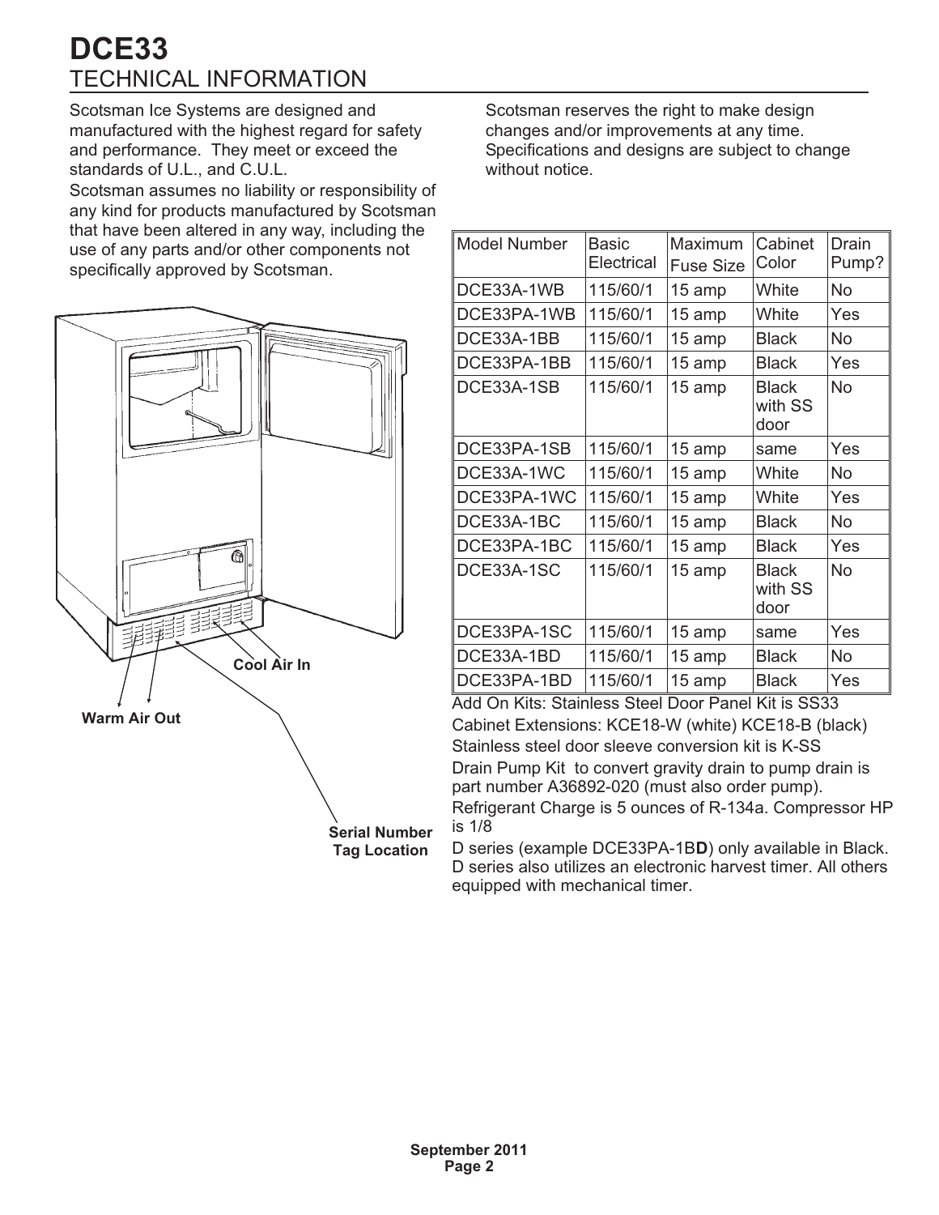# DCE33

## TECHNICAL INFORMATION

Scotsman Ice Systems are designed and manufactured with the highest regard for safety and performance. They meet or exceed the standards of U.L., and C.U.L.

Scotsman assumes no liability or responsibility of any kind for products manufactured by Scotsman that have been altered in any way, including the use of any parts and/or other components not specifically approved by Scotsman.

Cool Air In

Warm Air Out

Serial Number Tag Location

Scotsman reserves the right to make design changes and/or improvements at any time. Specifications and designs are subject to change without notice.

| Model Number | Basic Electrical | Maximum Fuse Size | Cabinet Color | Drain Pump? |
|---|---|---|---|---|
| DCE33A-1WB | 115/60/1 | 15 amp | White | No |
| DCE33PA-1WB | 115/60/1 | 15 amp | White | Yes |
| DCE33A-1BB | 115/60/1 | 15 amp | Black | No |
| DCE33PA-1BB | 115/60/1 | 15 amp | Black | Yes |
| DCE33A-1SB | 115/60/1 | 15 amp | Black with SS door | No |
| DCE33PA-1SB | 115/60/1 | 15 amp | same | Yes |
| DCE33A-1WC | 115/60/1 | 15 amp | White | No |
| DCE33PA-1WC | 115/60/1 | 15 amp | White | Yes |
| DCE33A-1BC | 115/60/1 | 15 amp | Black | No |
| DCE33PA-1BC | 115/60/1 | 15 amp | Black | Yes |
| DCE33A-1SC | 115/60/1 | 15 amp | Black with SS door | No |
| DCE33PA-1SC | 115/60/1 | 15 amp | same | Yes |
| DCE33A-1BD | 115/60/1 | 15 amp | Black | No |
| DCE33PA-1BD | 115/60/1 | 15 amp | Black | Yes |

Add On Kits: Stainless Steel Door Panel Kit is SS33

Cabinet Extensions: KCE18-W (white) KCE18-B (black)

Stainless steel door sleeve conversion kit is K-SS

Drain Pump Kit to convert gravity drain to pump drain is part number A36892-020 (must also order pump).

Refrigerant Charge is 5 ounces of R-134a. Compressor HP is 1/8

D series (example DCE33PA-1B**D**) only available in Black. D series also utilizes an electronic harvest timer. All others equipped with mechanical timer.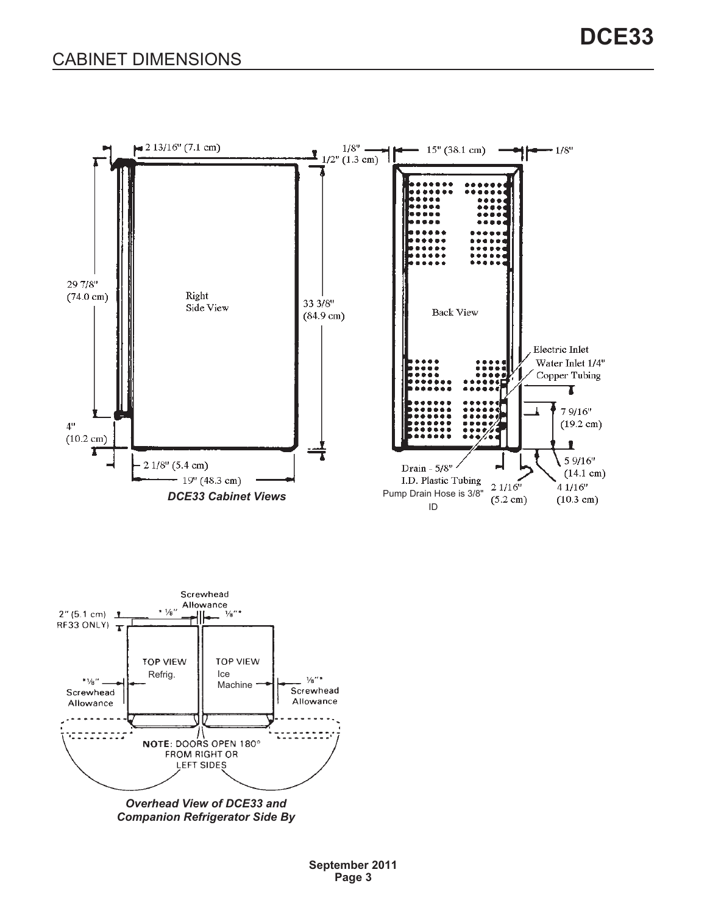# CABINET DIMENSIONS

2 13/16" (7.1 cm)

1/2" (1.3 cm)

29 7/8" (74.0 cm)

Right Side View

33 3/8" (84.9 cm)

4" (10.2 cm)

2 1/8" (5.4 cm)

19" (48.3 cm)

*DCE33 Cabinet Views*

1/8"

15" (38.1 cm)

1/8"

Back View

Electric Inlet

Water Inlet 1/4" Copper Tubing

7 9/16" (19.2 cm)

5 9/16" (14.1 cm)

Drain - 5/8" I.D. Plastic Tubing

Pump Drain Hose is 3/8" ID

2 1/16" (5.2 cm)

4 1/16" (10.3 cm)

Screwhead Allowance

* ⅛"

⅛"*

2" (5.1 cm) RF33 ONLY)

TOP VIEW Refrig.

TOP VIEW Ice Machine

*⅛" Screwhead Allowance

⅛"* Screwhead Allowance

NOTE: DOORS OPEN 180° FROM RIGHT OR LEFT SIDES

*Overhead View of DCE33 and Companion Refrigerator Side By*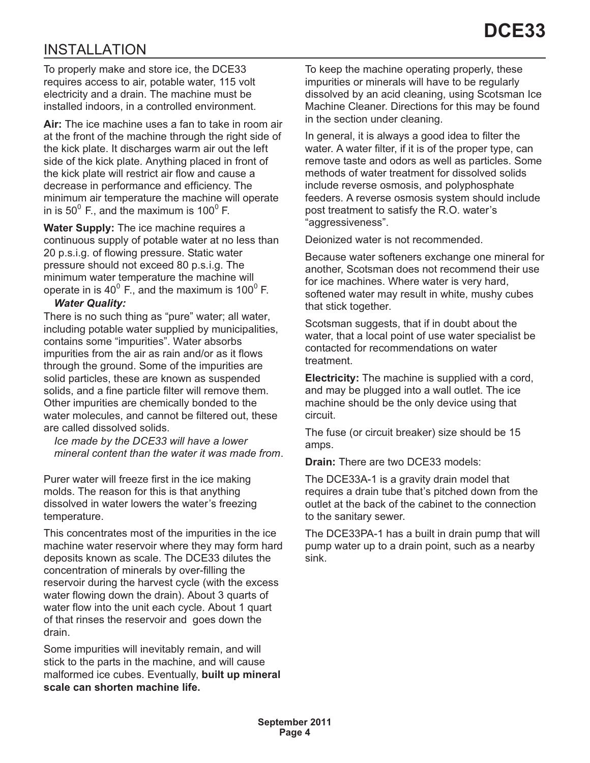# INSTALLATION

To properly make and store ice, the DCE33 requires access to air, potable water, 115 volt electricity and a drain. The machine must be installed indoors, in a controlled environment.

**Air:** The ice machine uses a fan to take in room air at the front of the machine through the right side of the kick plate. It discharges warm air out the left side of the kick plate. Anything placed in front of the kick plate will restrict air flow and cause a decrease in performance and efficiency. The minimum air temperature the machine will operate in is $50^0$ F., and the maximum is $100^0$ F.

**Water Supply:** The ice machine requires a continuous supply of potable water at no less than 20 p.s.i.g. of flowing pressure. Static water pressure should not exceed 80 p.s.i.g. The minimum water temperature the machine will operate in is $40^0$ F., and the maximum is $100^0$ F.

***Water Quality:***

There is no such thing as "pure" water; all water, including potable water supplied by municipalities, contains some "impurities". Water absorbs impurities from the air as rain and/or as it flows through the ground. Some of the impurities are solid particles, these are known as suspended solids, and a fine particle filter will remove them. Other impurities are chemically bonded to the water molecules, and cannot be filtered out, these are called dissolved solids.

*Ice made by the DCE33 will have a lower mineral content than the water it was made from*.

Purer water will freeze first in the ice making molds. The reason for this is that anything dissolved in water lowers the water's freezing temperature.

This concentrates most of the impurities in the ice machine water reservoir where they may form hard deposits known as scale. The DCE33 dilutes the concentration of minerals by over-filling the reservoir during the harvest cycle (with the excess water flowing down the drain). About 3 quarts of water flow into the unit each cycle. About 1 quart of that rinses the reservoir and goes down the drain.

Some impurities will inevitably remain, and will stick to the parts in the machine, and will cause malformed ice cubes. Eventually, **built up mineral scale can shorten machine life.**

To keep the machine operating properly, these impurities or minerals will have to be regularly dissolved by an acid cleaning, using Scotsman Ice Machine Cleaner. Directions for this may be found in the section under cleaning.

In general, it is always a good idea to filter the water. A water filter, if it is of the proper type, can remove taste and odors as well as particles. Some methods of water treatment for dissolved solids include reverse osmosis, and polyphosphate feeders. A reverse osmosis system should include post treatment to satisfy the R.O. water's "aggressiveness".

Deionized water is not recommended.

Because water softeners exchange one mineral for another, Scotsman does not recommend their use for ice machines. Where water is very hard, softened water may result in white, mushy cubes that stick together.

Scotsman suggests, that if in doubt about the water, that a local point of use water specialist be contacted for recommendations on water treatment.

**Electricity:** The machine is supplied with a cord, and may be plugged into a wall outlet. The ice machine should be the only device using that circuit.

The fuse (or circuit breaker) size should be 15 amps.

**Drain:** There are two DCE33 models:

The DCE33A-1 is a gravity drain model that requires a drain tube that's pitched down from the outlet at the back of the cabinet to the connection to the sanitary sewer.

The DCE33PA-1 has a built in drain pump that will pump water up to a drain point, such as a nearby sink.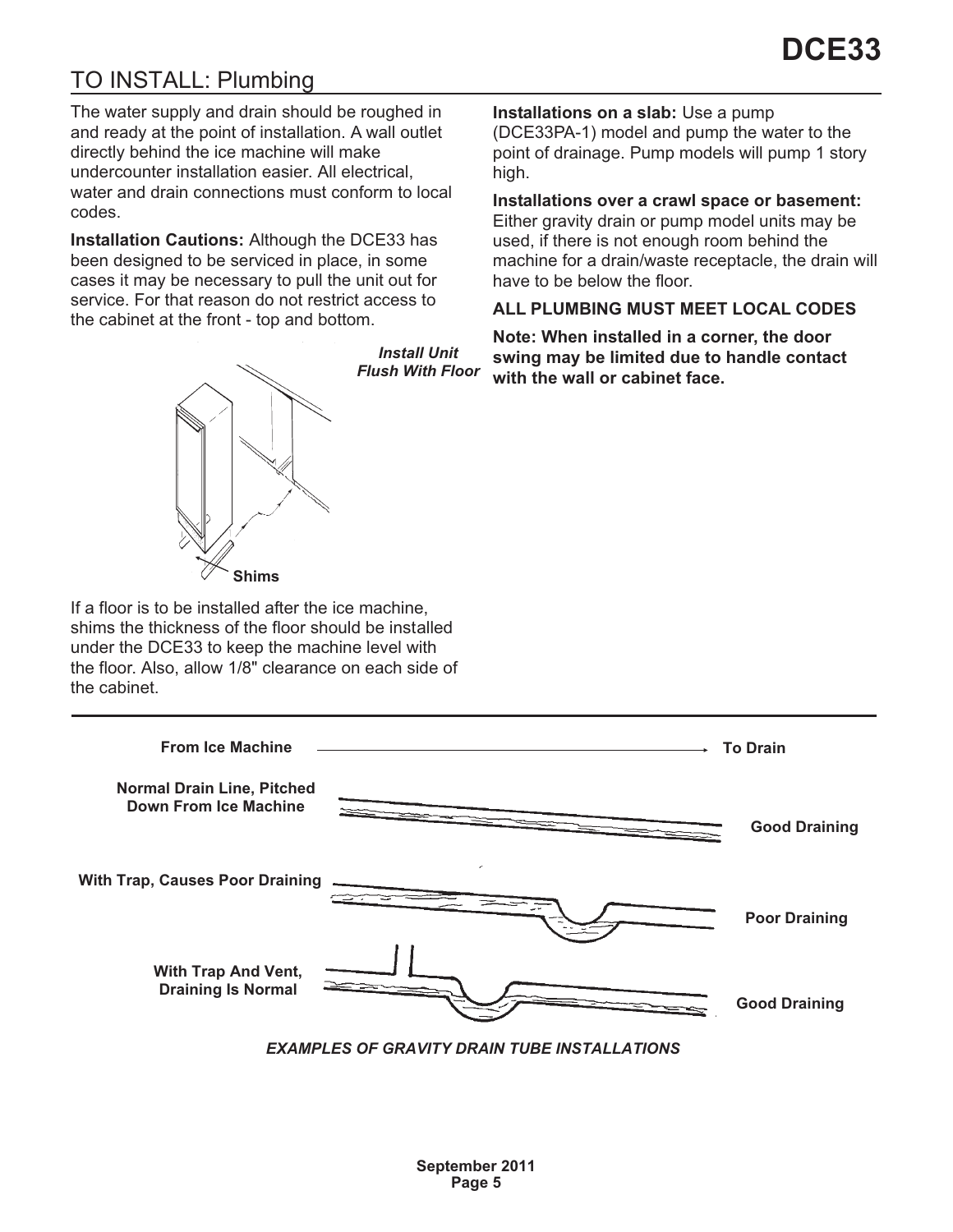## TO INSTALL: Plumbing

The water supply and drain should be roughed in and ready at the point of installation. A wall outlet directly behind the ice machine will make undercounter installation easier. All electrical, water and drain connections must conform to local codes.

**Installation Cautions:** Although the DCE33 has been designed to be serviced in place, in some cases it may be necessary to pull the unit out for service. For that reason do not restrict access to the cabinet at the front - top and bottom.

***Install Unit Flush With Floor***

**Shims**

If a floor is to be installed after the ice machine, shims the thickness of the floor should be installed under the DCE33 to keep the machine level with the floor. Also, allow 1/8" clearance on each side of the cabinet.

**Installations on a slab:** Use a pump (DCE33PA-1) model and pump the water to the point of drainage. Pump models will pump 1 story high.

**Installations over a crawl space or basement:** Either gravity drain or pump model units may be used, if there is not enough room behind the machine for a drain/waste receptacle, the drain will have to be below the floor.

**ALL PLUMBING MUST MEET LOCAL CODES**

**Note: When installed in a corner, the door swing may be limited due to handle contact with the wall or cabinet face.**

**From Ice Machine** → **To Drain**

**Normal Drain Line, Pitched Down From Ice Machine** — **Good Draining**

**With Trap, Causes Poor Draining** — **Poor Draining**

**With Trap And Vent, Draining Is Normal** — **Good Draining**

***EXAMPLES OF GRAVITY DRAIN TUBE INSTALLATIONS***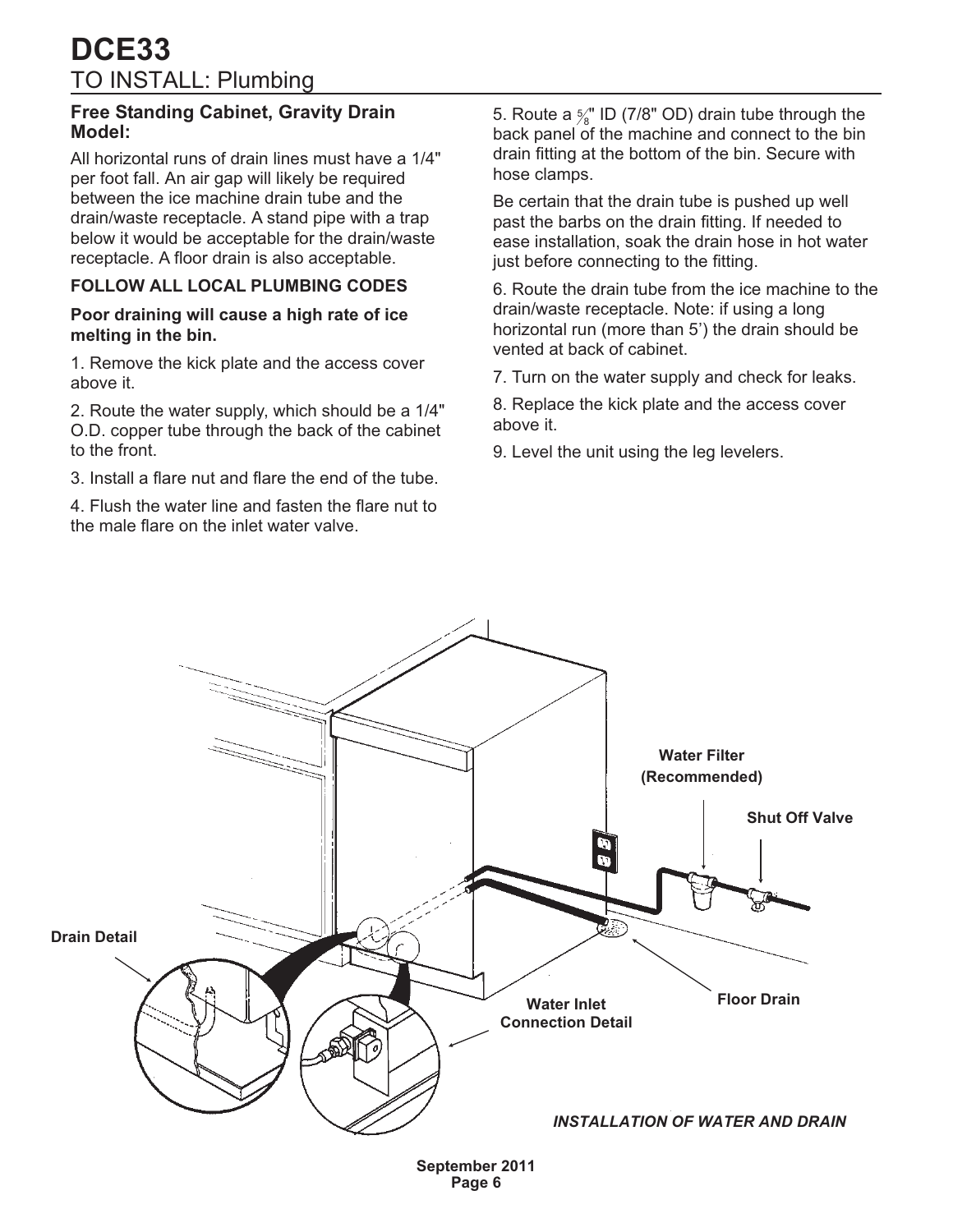# DCE33

## TO INSTALL: Plumbing

### Free Standing Cabinet, Gravity Drain Model:

All horizontal runs of drain lines must have a 1/4" per foot fall. An air gap will likely be required between the ice machine drain tube and the drain/waste receptacle. A stand pipe with a trap below it would be acceptable for the drain/waste receptacle. A floor drain is also acceptable.

**FOLLOW ALL LOCAL PLUMBING CODES**

**Poor draining will cause a high rate of ice melting in the bin.**

1. Remove the kick plate and the access cover above it.

2. Route the water supply, which should be a 1/4" O.D. copper tube through the back of the cabinet to the front.

3. Install a flare nut and flare the end of the tube.

4. Flush the water line and fasten the flare nut to the male flare on the inlet water valve.

5. Route a 5/8" ID (7/8" OD) drain tube through the back panel of the machine and connect to the bin drain fitting at the bottom of the bin. Secure with hose clamps.

Be certain that the drain tube is pushed up well past the barbs on the drain fitting. If needed to ease installation, soak the drain hose in hot water just before connecting to the fitting.

6. Route the drain tube from the ice machine to the drain/waste receptacle. Note: if using a long horizontal run (more than 5') the drain should be vented at back of cabinet.

7. Turn on the water supply and check for leaks.

8. Replace the kick plate and the access cover above it.

9. Level the unit using the leg levelers.

Water Filter (Recommended)

Shut Off Valve

Drain Detail

Water Inlet Connection Detail

Floor Drain

*INSTALLATION OF WATER AND DRAIN*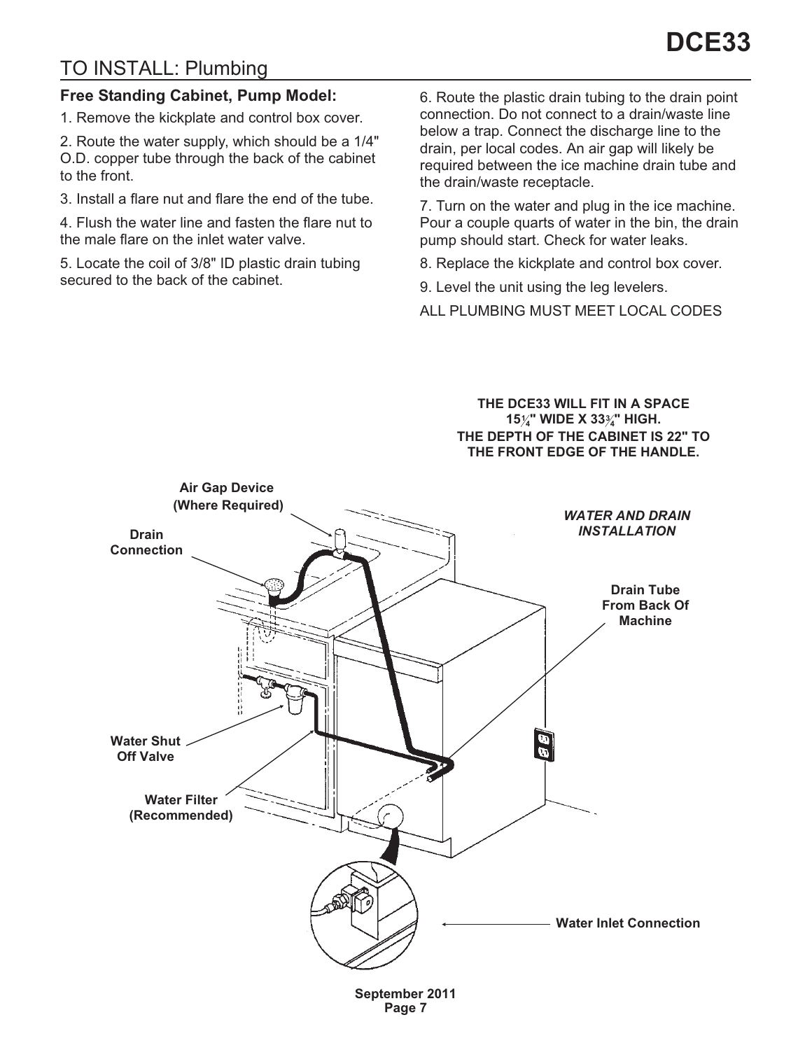## TO INSTALL: Plumbing

### Free Standing Cabinet, Pump Model:

1. Remove the kickplate and control box cover.

2. Route the water supply, which should be a 1/4" O.D. copper tube through the back of the cabinet to the front.

3. Install a flare nut and flare the end of the tube.

4. Flush the water line and fasten the flare nut to the male flare on the inlet water valve.

5. Locate the coil of 3/8" ID plastic drain tubing secured to the back of the cabinet.

6. Route the plastic drain tubing to the drain point connection. Do not connect to a drain/waste line below a trap. Connect the discharge line to the drain, per local codes. An air gap will likely be required between the ice machine drain tube and the drain/waste receptacle.

7. Turn on the water and plug in the ice machine. Pour a couple quarts of water in the bin, the drain pump should start. Check for water leaks.

8. Replace the kickplate and control box cover.

9. Level the unit using the leg levelers.

ALL PLUMBING MUST MEET LOCAL CODES

**THE DCE33 WILL FIT IN A SPACE 15¼" WIDE X 33¾" HIGH. THE DEPTH OF THE CABINET IS 22" TO THE FRONT EDGE OF THE HANDLE.**

***WATER AND DRAIN INSTALLATION***

**Air Gap Device (Where Required)**

**Drain Connection**

**Drain Tube From Back Of Machine**

**Water Shut Off Valve**

**Water Filter (Recommended)**

**Water Inlet Connection**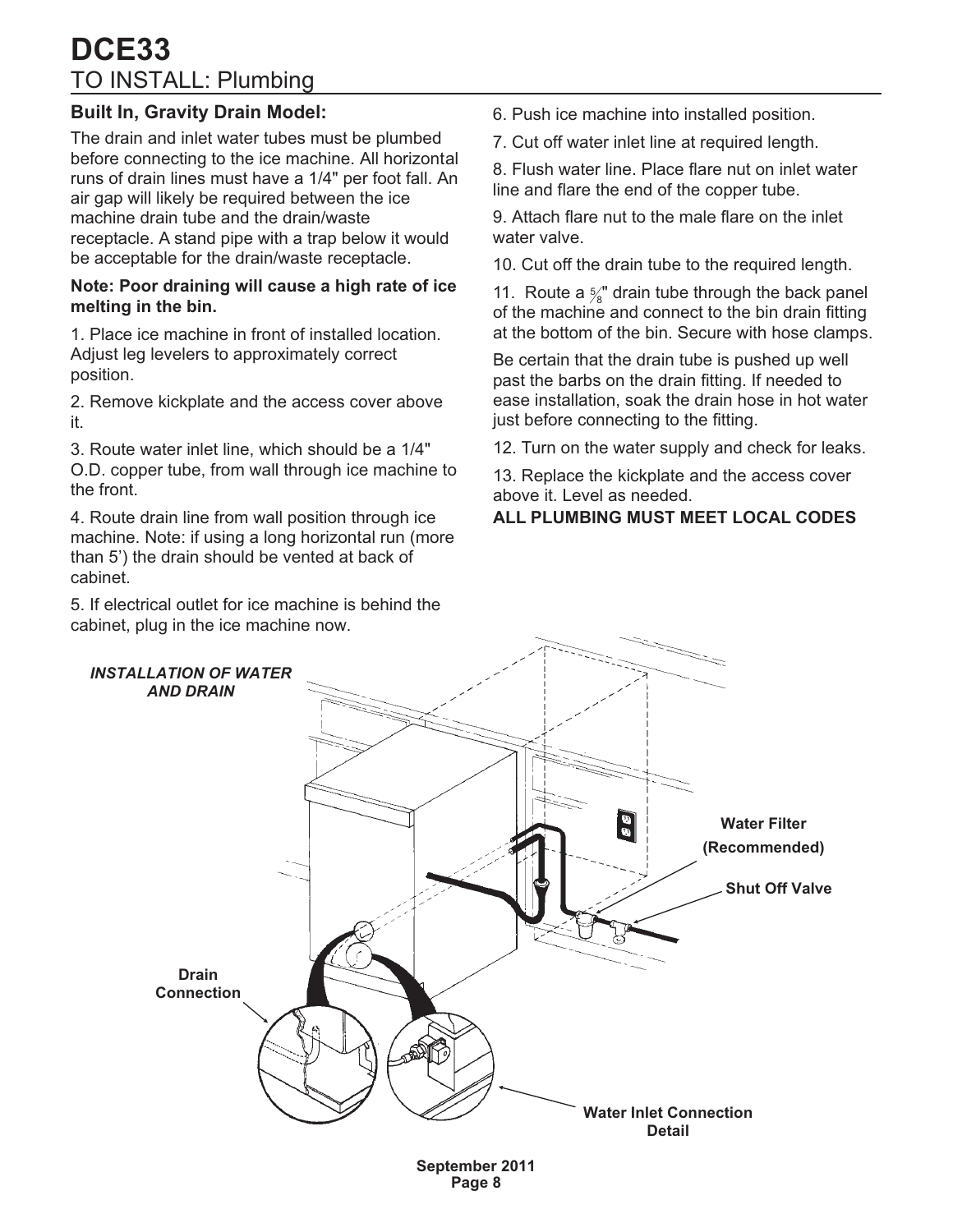# DCE33

## TO INSTALL: Plumbing

### Built In, Gravity Drain Model:

The drain and inlet water tubes must be plumbed before connecting to the ice machine. All horizontal runs of drain lines must have a 1/4" per foot fall. An air gap will likely be required between the ice machine drain tube and the drain/waste receptacle. A stand pipe with a trap below it would be acceptable for the drain/waste receptacle.

**Note: Poor draining will cause a high rate of ice melting in the bin.**

1. Place ice machine in front of installed location. Adjust leg levelers to approximately correct position.

2. Remove kickplate and the access cover above it.

3. Route water inlet line, which should be a 1/4" O.D. copper tube, from wall through ice machine to the front.

4. Route drain line from wall position through ice machine. Note: if using a long horizontal run (more than 5') the drain should be vented at back of cabinet.

5. If electrical outlet for ice machine is behind the cabinet, plug in the ice machine now.

6. Push ice machine into installed position.

7. Cut off water inlet line at required length.

8. Flush water line. Place flare nut on inlet water line and flare the end of the copper tube.

9. Attach flare nut to the male flare on the inlet water valve.

10. Cut off the drain tube to the required length.

11. Route a 5/8" drain tube through the back panel of the machine and connect to the bin drain fitting at the bottom of the bin. Secure with hose clamps.

Be certain that the drain tube is pushed up well past the barbs on the drain fitting. If needed to ease installation, soak the drain hose in hot water just before connecting to the fitting.

12. Turn on the water supply and check for leaks.

13. Replace the kickplate and the access cover above it. Level as needed.

**ALL PLUMBING MUST MEET LOCAL CODES**

***INSTALLATION OF WATER AND DRAIN***

**Water Filter (Recommended)**

**Shut Off Valve**

**Drain Connection**

**Water Inlet Connection Detail**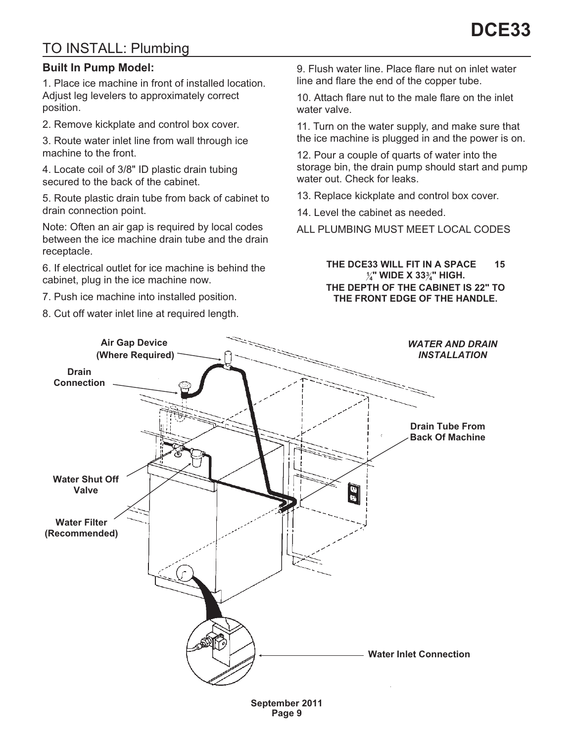## TO INSTALL: Plumbing

### Built In Pump Model:

1. Place ice machine in front of installed location. Adjust leg levelers to approximately correct position.

2. Remove kickplate and control box cover.

3. Route water inlet line from wall through ice machine to the front.

4. Locate coil of 3/8" ID plastic drain tubing secured to the back of the cabinet.

5. Route plastic drain tube from back of cabinet to drain connection point.

Note: Often an air gap is required by local codes between the ice machine drain tube and the drain receptacle.

6. If electrical outlet for ice machine is behind the cabinet, plug in the ice machine now.

7. Push ice machine into installed position.

8. Cut off water inlet line at required length.

9. Flush water line. Place flare nut on inlet water line and flare the end of the copper tube.

10. Attach flare nut to the male flare on the inlet water valve.

11. Turn on the water supply, and make sure that the ice machine is plugged in and the power is on.

12. Pour a couple of quarts of water into the storage bin, the drain pump should start and pump water out. Check for leaks.

13. Replace kickplate and control box cover.

14. Level the cabinet as needed.

ALL PLUMBING MUST MEET LOCAL CODES

**THE DCE33 WILL FIT IN A SPACE 15 ¼" WIDE X 33¾" HIGH. THE DEPTH OF THE CABINET IS 22" TO THE FRONT EDGE OF THE HANDLE.**

***WATER AND DRAIN INSTALLATION***

**Air Gap Device (Where Required)**

**Drain Connection**

**Drain Tube From Back Of Machine**

**Water Shut Off Valve**

**Water Filter (Recommended)**

**Water Inlet Connection**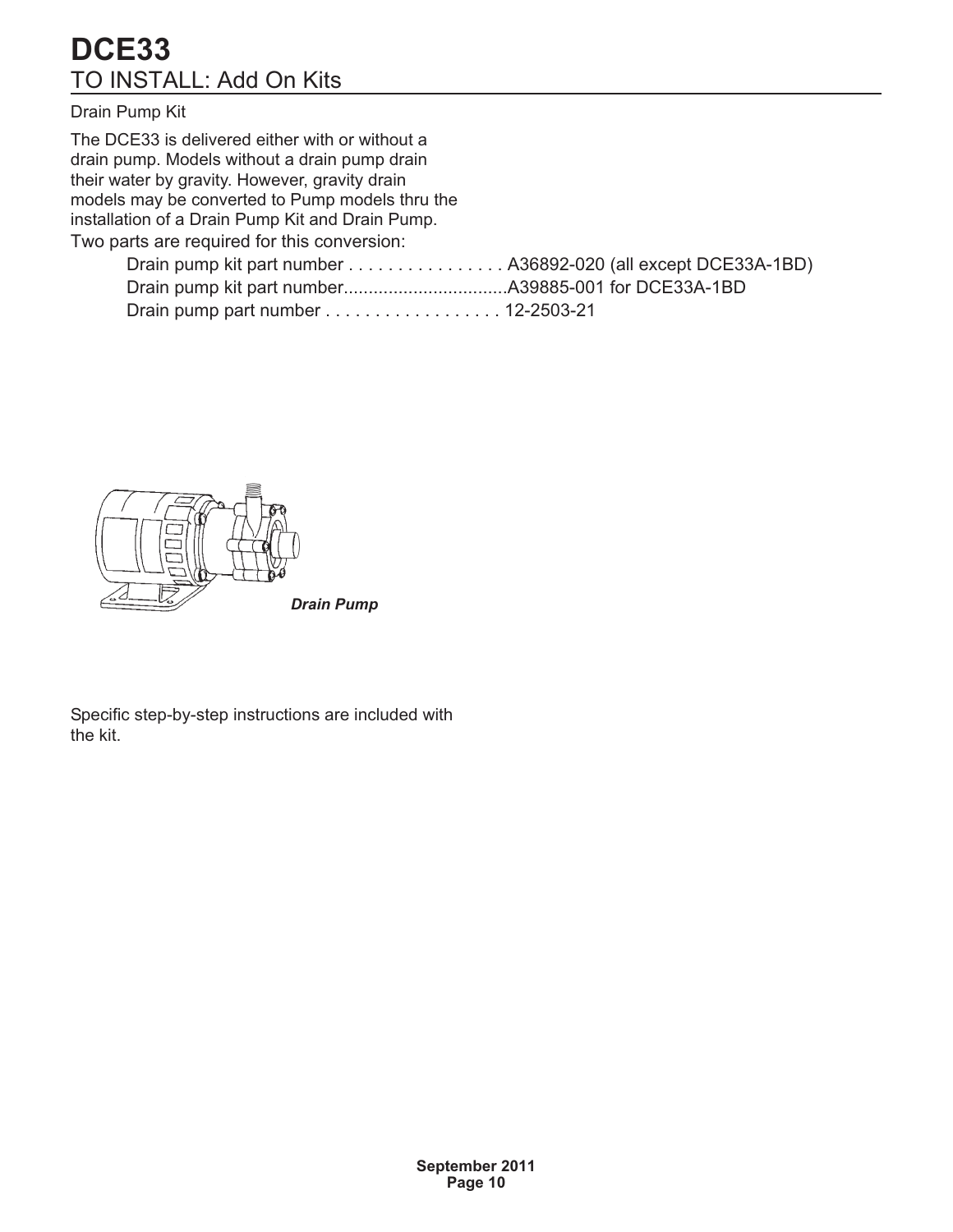# DCE33

## TO INSTALL: Add On Kits

### Drain Pump Kit

The DCE33 is delivered either with or without a drain pump. Models without a drain pump drain their water by gravity. However, gravity drain models may be converted to Pump models thru the installation of a Drain Pump Kit and Drain Pump.

Two parts are required for this conversion:

Drain pump kit part number . . . . . . . . . . . . . . . . A36892-020 (all except DCE33A-1BD)
Drain pump kit part number.................................A39885-001 for DCE33A-1BD
Drain pump part number . . . . . . . . . . . . . . . . . . 12-2503-21

*Drain Pump*

Specific step-by-step instructions are included with the kit.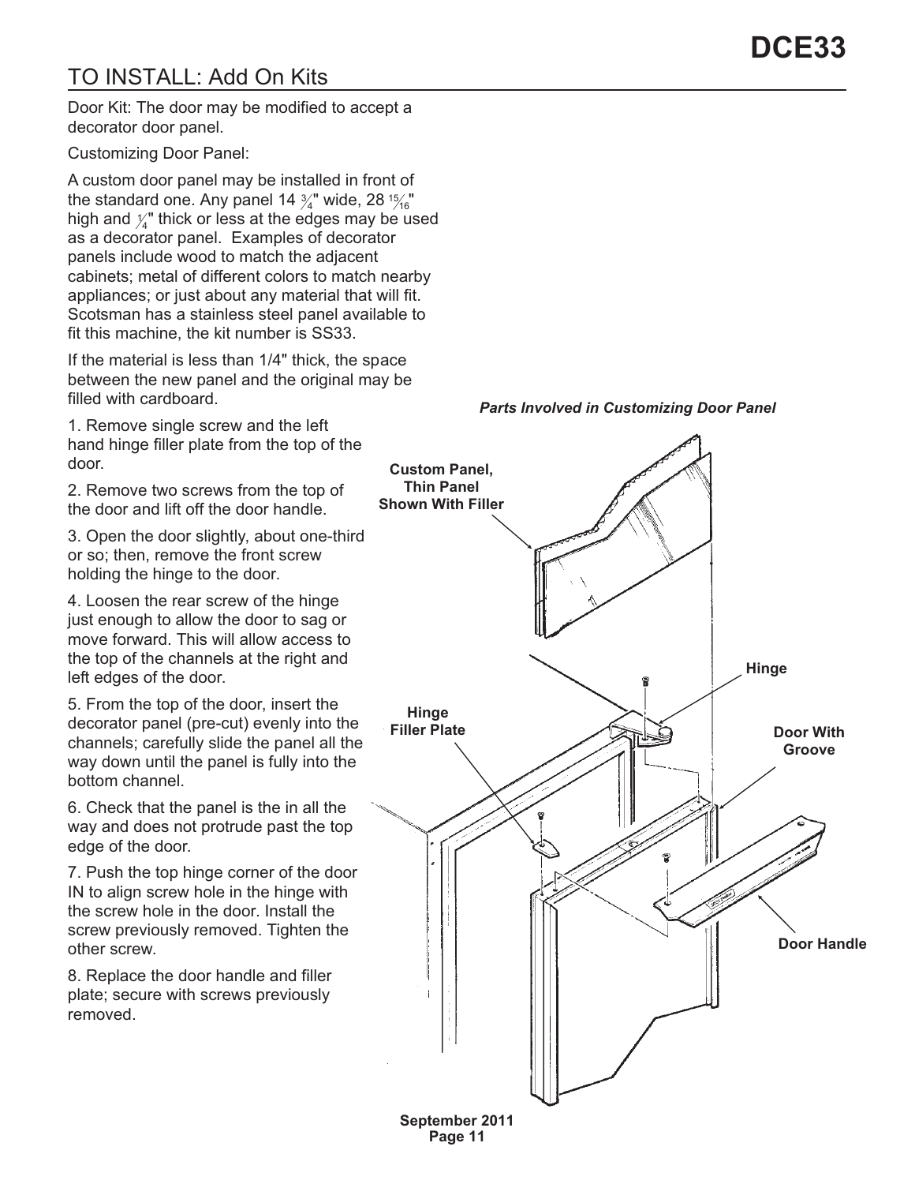## TO INSTALL: Add On Kits

Door Kit: The door may be modified to accept a decorator door panel.

Customizing Door Panel:

A custom door panel may be installed in front of the standard one. Any panel 14 3/4" wide, 28 15/16" high and 1/4" thick or less at the edges may be used as a decorator panel. Examples of decorator panels include wood to match the adjacent cabinets; metal of different colors to match nearby appliances; or just about any material that will fit. Scotsman has a stainless steel panel available to fit this machine, the kit number is SS33.

If the material is less than 1/4" thick, the space between the new panel and the original may be filled with cardboard.

1. Remove single screw and the left hand hinge filler plate from the top of the door.

2. Remove two screws from the top of the door and lift off the door handle.

3. Open the door slightly, about one-third or so; then, remove the front screw holding the hinge to the door.

4. Loosen the rear screw of the hinge just enough to allow the door to sag or move forward. This will allow access to the top of the channels at the right and left edges of the door.

5. From the top of the door, insert the decorator panel (pre-cut) evenly into the channels; carefully slide the panel all the way down until the panel is fully into the bottom channel.

6. Check that the panel is the in all the way and does not protrude past the top edge of the door.

7. Push the top hinge corner of the door IN to align screw hole in the hinge with the screw hole in the door. Install the screw previously removed. Tighten the other screw.

8. Replace the door handle and filler plate; secure with screws previously removed.

*Parts Involved in Customizing Door Panel*

Custom Panel, Thin Panel Shown With Filler

Hinge

Hinge Filler Plate

Door With Groove

Door Handle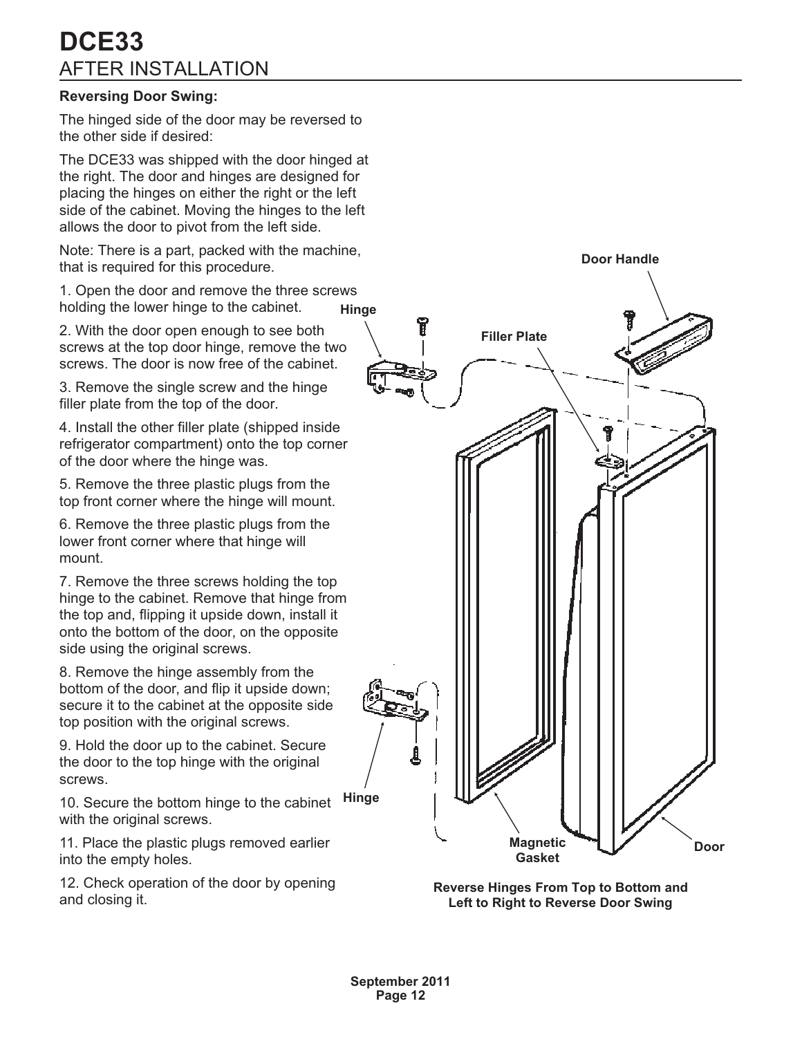# DCE33

## AFTER INSTALLATION

### Reversing Door Swing:

The hinged side of the door may be reversed to the other side if desired:

The DCE33 was shipped with the door hinged at the right. The door and hinges are designed for placing the hinges on either the right or the left side of the cabinet. Moving the hinges to the left allows the door to pivot from the left side.

Note: There is a part, packed with the machine, that is required for this procedure.

1. Open the door and remove the three screws holding the lower hinge to the cabinet.
2. With the door open enough to see both screws at the top door hinge, remove the two screws. The door is now free of the cabinet.
3. Remove the single screw and the hinge filler plate from the top of the door.
4. Install the other filler plate (shipped inside refrigerator compartment) onto the top corner of the door where the hinge was.
5. Remove the three plastic plugs from the top front corner where the hinge will mount.
6. Remove the three plastic plugs from the lower front corner where that hinge will mount.
7. Remove the three screws holding the top hinge to the cabinet. Remove that hinge from the top and, flipping it upside down, install it onto the bottom of the door, on the opposite side using the original screws.
8. Remove the hinge assembly from the bottom of the door, and flip it upside down; secure it to the cabinet at the opposite side top position with the original screws.
9. Hold the door up to the cabinet. Secure the door to the top hinge with the original screws.
10. Secure the bottom hinge to the cabinet with the original screws.
11. Place the plastic plugs removed earlier into the empty holes.
12. Check operation of the door by opening and closing it.

Door Handle

Hinge

Filler Plate

Hinge

Magnetic Gasket

Door

**Reverse Hinges From Top to Bottom and Left to Right to Reverse Door Swing**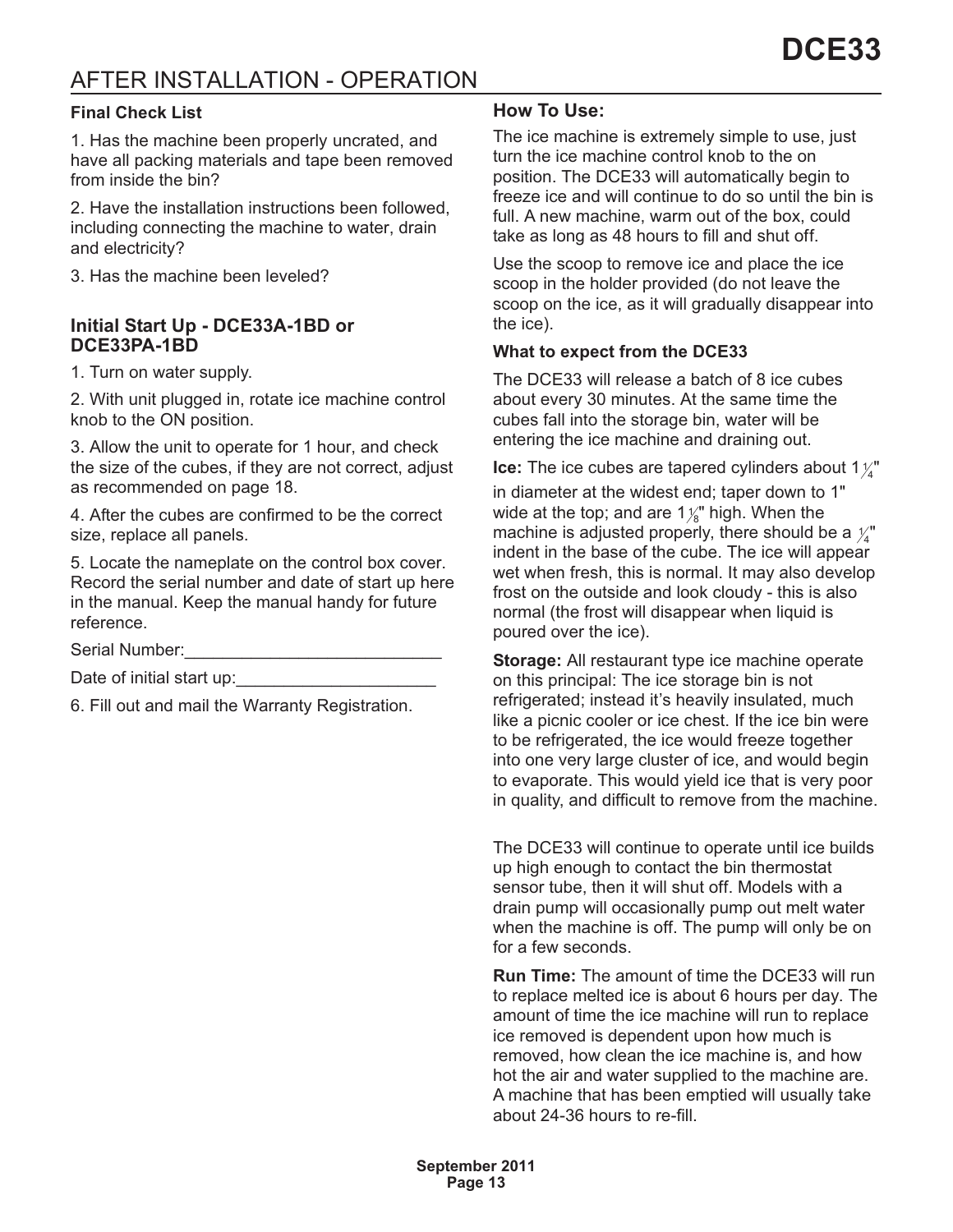## AFTER INSTALLATION - OPERATION

### Final Check List

1. Has the machine been properly uncrated, and have all packing materials and tape been removed from inside the bin?

2. Have the installation instructions been followed, including connecting the machine to water, drain and electricity?

3. Has the machine been leveled?

### Initial Start Up - DCE33A-1BD or DCE33PA-1BD

1. Turn on water supply.

2. With unit plugged in, rotate ice machine control knob to the ON position.

3. Allow the unit to operate for 1 hour, and check the size of the cubes, if they are not correct, adjust as recommended on page 18.

4. After the cubes are confirmed to be the correct size, replace all panels.

5. Locate the nameplate on the control box cover. Record the serial number and date of start up here in the manual. Keep the manual handy for future reference.

Serial Number:___________________________

Date of initial start up:_____________________

6. Fill out and mail the Warranty Registration.

### How To Use:

The ice machine is extremely simple to use, just turn the ice machine control knob to the on position. The DCE33 will automatically begin to freeze ice and will continue to do so until the bin is full. A new machine, warm out of the box, could take as long as 48 hours to fill and shut off.

Use the scoop to remove ice and place the ice scoop in the holder provided (do not leave the scoop on the ice, as it will gradually disappear into the ice).

**What to expect from the DCE33**

The DCE33 will release a batch of 8 ice cubes about every 30 minutes. At the same time the cubes fall into the storage bin, water will be entering the ice machine and draining out.

**Ice:** The ice cubes are tapered cylinders about 1¼" in diameter at the widest end; taper down to 1" wide at the top; and are 1⅛" high. When the machine is adjusted properly, there should be a ¼" indent in the base of the cube. The ice will appear wet when fresh, this is normal. It may also develop frost on the outside and look cloudy - this is also normal (the frost will disappear when liquid is poured over the ice).

**Storage:** All restaurant type ice machine operate on this principal: The ice storage bin is not refrigerated; instead it's heavily insulated, much like a picnic cooler or ice chest. If the ice bin were to be refrigerated, the ice would freeze together into one very large cluster of ice, and would begin to evaporate. This would yield ice that is very poor in quality, and difficult to remove from the machine.

The DCE33 will continue to operate until ice builds up high enough to contact the bin thermostat sensor tube, then it will shut off. Models with a drain pump will occasionally pump out melt water when the machine is off. The pump will only be on for a few seconds.

**Run Time:** The amount of time the DCE33 will run to replace melted ice is about 6 hours per day. The amount of time the ice machine will run to replace ice removed is dependent upon how much is removed, how clean the ice machine is, and how hot the air and water supplied to the machine are. A machine that has been emptied will usually take about 24-36 hours to re-fill.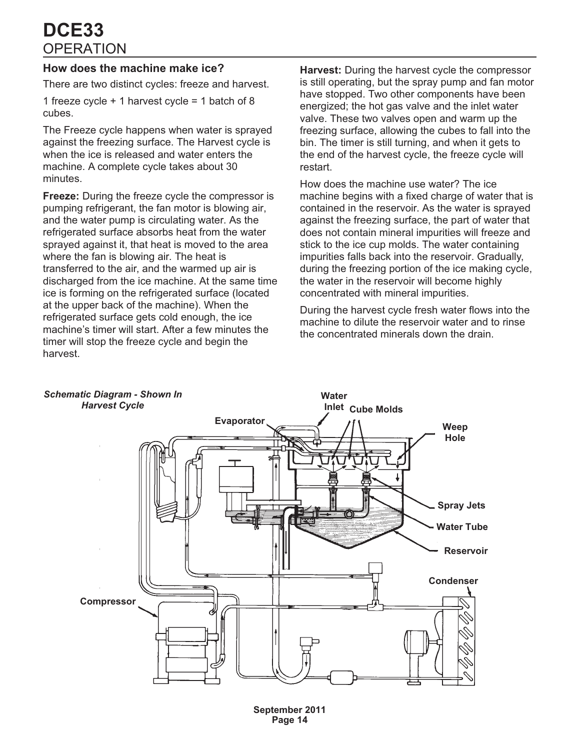# DCE33

## OPERATION

### How does the machine make ice?

There are two distinct cycles: freeze and harvest.

1 freeze cycle + 1 harvest cycle = 1 batch of 8 cubes.

The Freeze cycle happens when water is sprayed against the freezing surface. The Harvest cycle is when the ice is released and water enters the machine. A complete cycle takes about 30 minutes.

**Freeze:** During the freeze cycle the compressor is pumping refrigerant, the fan motor is blowing air, and the water pump is circulating water. As the refrigerated surface absorbs heat from the water sprayed against it, that heat is moved to the area where the fan is blowing air. The heat is transferred to the air, and the warmed up air is discharged from the ice machine. At the same time ice is forming on the refrigerated surface (located at the upper back of the machine). When the refrigerated surface gets cold enough, the ice machine's timer will start. After a few minutes the timer will stop the freeze cycle and begin the harvest.

**Harvest:** During the harvest cycle the compressor is still operating, but the spray pump and fan motor have stopped. Two other components have been energized; the hot gas valve and the inlet water valve. These two valves open and warm up the freezing surface, allowing the cubes to fall into the bin. The timer is still turning, and when it gets to the end of the harvest cycle, the freeze cycle will restart.

How does the machine use water? The ice machine begins with a fixed charge of water that is contained in the reservoir. As the water is sprayed against the freezing surface, the part of water that does not contain mineral impurities will freeze and stick to the ice cup molds. The water containing impurities falls back into the reservoir. Gradually, during the freezing portion of the ice making cycle, the water in the reservoir will become highly concentrated with mineral impurities.

During the harvest cycle fresh water flows into the machine to dilute the reservoir water and to rinse the concentrated minerals down the drain.

*Schematic Diagram - Shown In Harvest Cycle*

Water Inlet, Cube Molds, Evaporator, Weep Hole, Spray Jets, Water Tube, Reservoir, Condenser, Compressor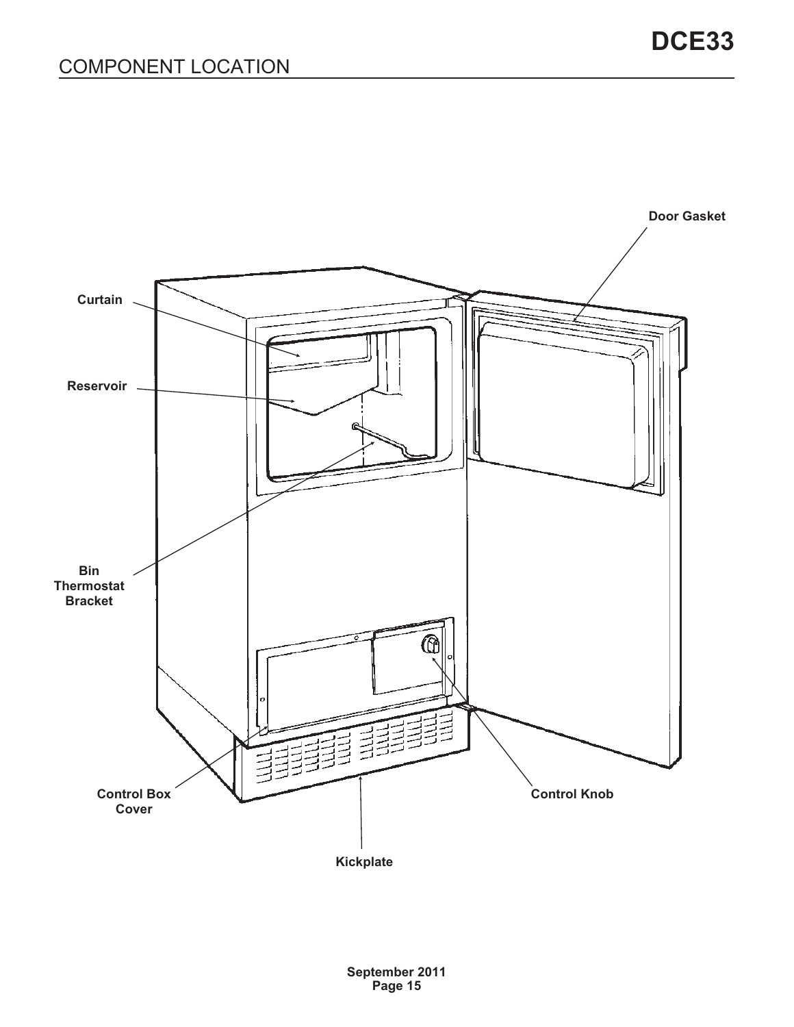## COMPONENT LOCATION

Door Gasket

Curtain

Reservoir

Bin Thermostat Bracket

Control Box Cover

Control Knob

Kickplate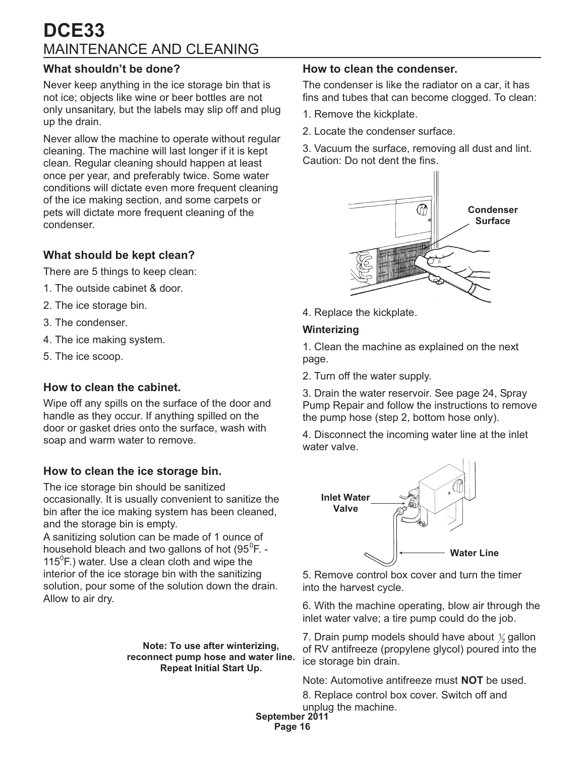# DCE33

## MAINTENANCE AND CLEANING

### What shouldn't be done?

Never keep anything in the ice storage bin that is not ice; objects like wine or beer bottles are not only unsanitary, but the labels may slip off and plug up the drain.

Never allow the machine to operate without regular cleaning. The machine will last longer if it is kept clean. Regular cleaning should happen at least once per year, and preferably twice. Some water conditions will dictate even more frequent cleaning of the ice making section, and some carpets or pets will dictate more frequent cleaning of the condenser.

### What should be kept clean?

There are 5 things to keep clean:

1. The outside cabinet & door.
2. The ice storage bin.
3. The condenser.
4. The ice making system.
5. The ice scoop.

### How to clean the cabinet.

Wipe off any spills on the surface of the door and handle as they occur. If anything spilled on the door or gasket dries onto the surface, wash with soap and warm water to remove.

### How to clean the ice storage bin.

The ice storage bin should be sanitized occasionally. It is usually convenient to sanitize the bin after the ice making system has been cleaned, and the storage bin is empty.

A sanitizing solution can be made of 1 ounce of household bleach and two gallons of hot ($95^0$F. - $115^0$F.) water. Use a clean cloth and wipe the interior of the ice storage bin with the sanitizing solution, pour some of the solution down the drain. Allow to air dry.

**Note: To use after winterizing, reconnect pump hose and water line. Repeat Initial Start Up.**

### How to clean the condenser.

The condenser is like the radiator on a car, it has fins and tubes that can become clogged. To clean:

1. Remove the kickplate.
2. Locate the condenser surface.
3. Vacuum the surface, removing all dust and lint. Caution: Do not dent the fins.

Condenser Surface

4. Replace the kickplate.

**Winterizing**

1. Clean the machine as explained on the next page.
2. Turn off the water supply.
3. Drain the water reservoir. See page 24, Spray Pump Repair and follow the instructions to remove the pump hose (step 2, bottom hose only).
4. Disconnect the incoming water line at the inlet water valve.

Inlet Water Valve

Water Line

5. Remove control box cover and turn the timer into the harvest cycle.
6. With the machine operating, blow air through the inlet water valve; a tire pump could do the job.
7. Drain pump models should have about ½ gallon of RV antifreeze (propylene glycol) poured into the ice storage bin drain.

Note: Automotive antifreeze must **NOT** be used.

8. Replace control box cover. Switch off and unplug the machine.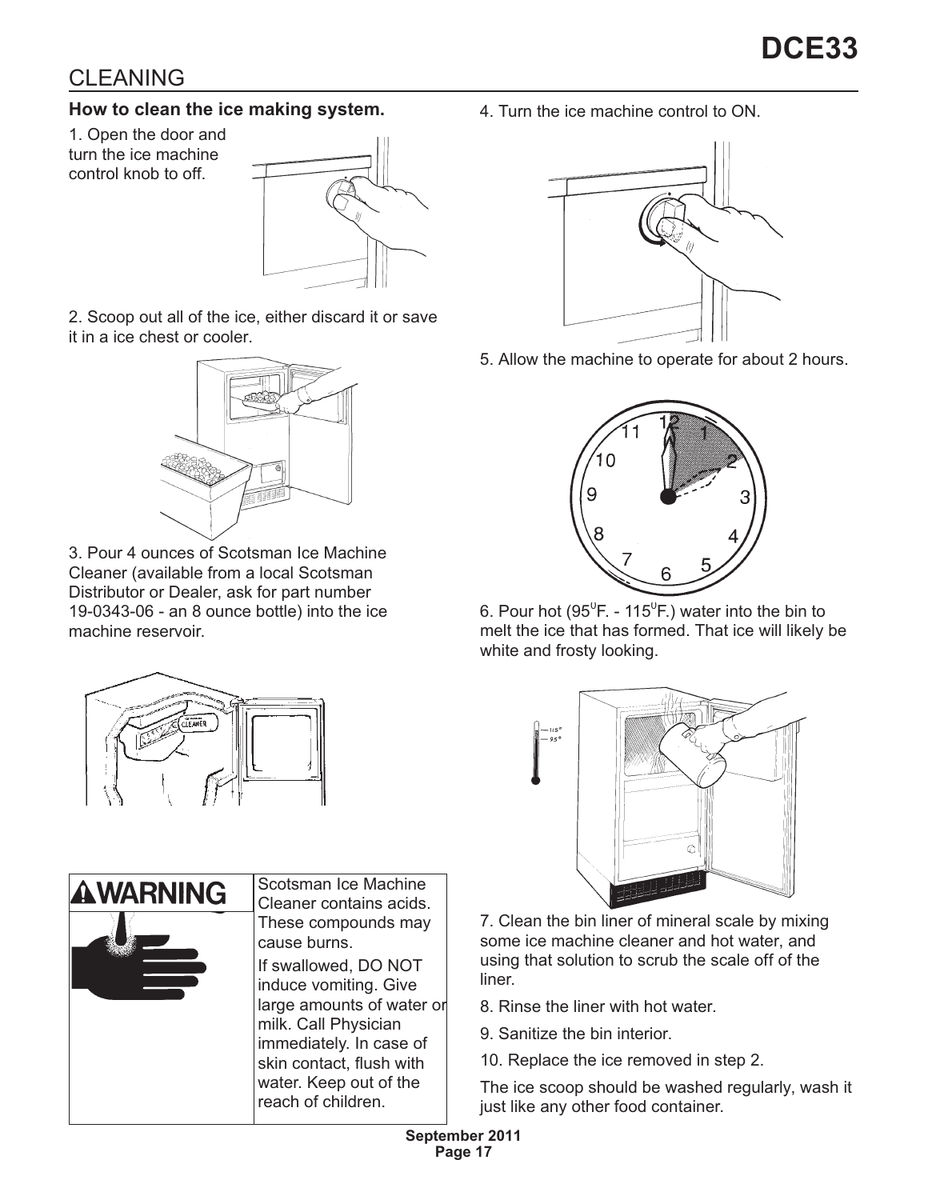## CLEANING

### How to clean the ice making system.

1. Open the door and turn the ice machine control knob to off.

2. Scoop out all of the ice, either discard it or save it in a ice chest or cooler.

3. Pour 4 ounces of Scotsman Ice Machine Cleaner (available from a local Scotsman Distributor or Dealer, ask for part number 19-0343-06 - an 8 ounce bottle) into the ice machine reservoir.

| **WARNING** | Scotsman Ice Machine Cleaner contains acids. These compounds may cause burns. If swallowed, DO NOT induce vomiting. Give large amounts of water or milk. Call Physician immediately. In case of skin contact, flush with water. Keep out of the reach of children. |
| --- | --- |

4. Turn the ice machine control to ON.

5. Allow the machine to operate for about 2 hours.

6. Pour hot ($95^{0}$F. - $115^{0}$F.) water into the bin to melt the ice that has formed. That ice will likely be white and frosty looking.

7. Clean the bin liner of mineral scale by mixing some ice machine cleaner and hot water, and using that solution to scrub the scale off of the liner.

8. Rinse the liner with hot water.

9. Sanitize the bin interior.

10. Replace the ice removed in step 2.

The ice scoop should be washed regularly, wash it just like any other food container.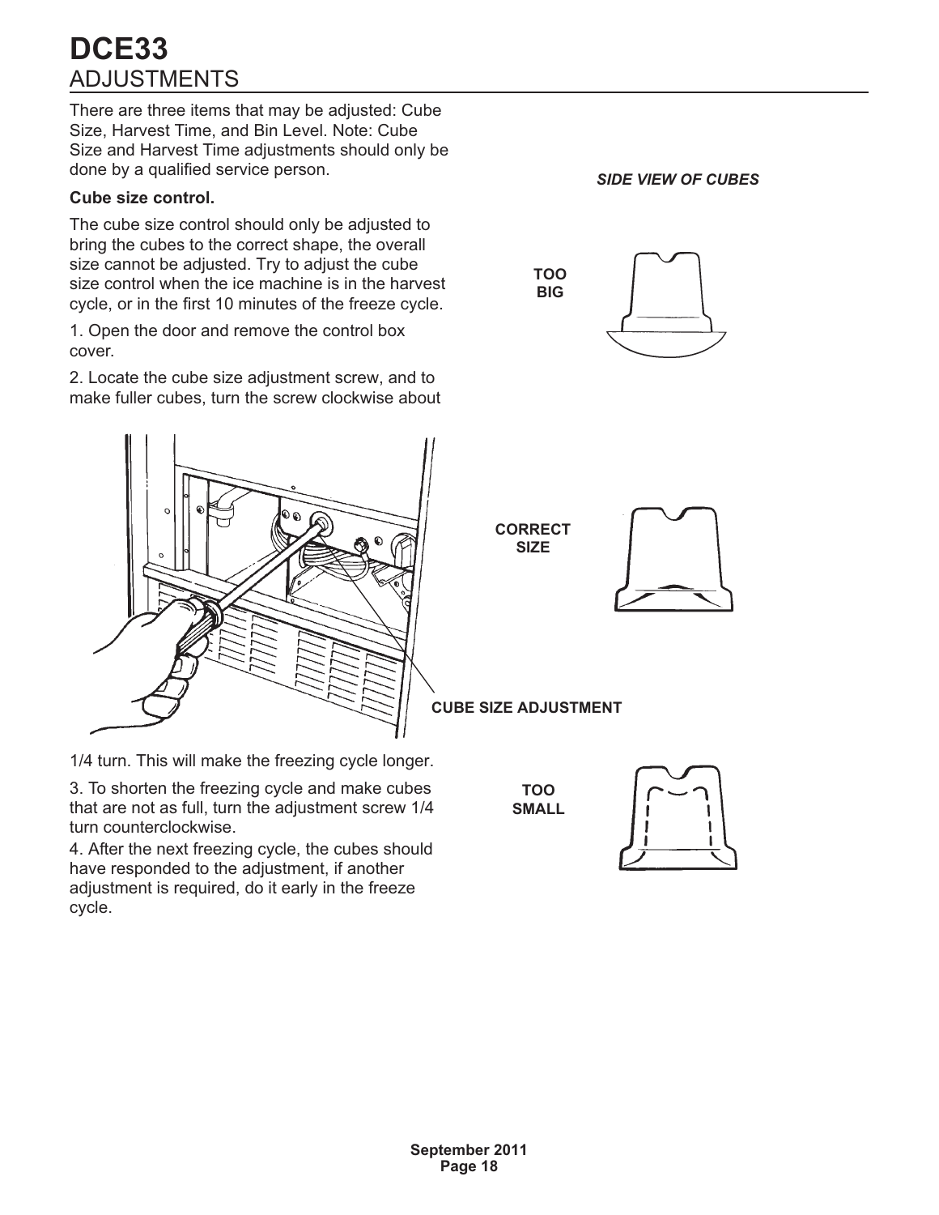# DCE33

## ADJUSTMENTS

There are three items that may be adjusted: Cube Size, Harvest Time, and Bin Level. Note: Cube Size and Harvest Time adjustments should only be done by a qualified service person.

**Cube size control.**

The cube size control should only be adjusted to bring the cubes to the correct shape, the overall size cannot be adjusted. Try to adjust the cube size control when the ice machine is in the harvest cycle, or in the first 10 minutes of the freeze cycle.

1. Open the door and remove the control box cover.

2. Locate the cube size adjustment screw, and to make fuller cubes, turn the screw clockwise about 1/4 turn. This will make the freezing cycle longer.

3. To shorten the freezing cycle and make cubes that are not as full, turn the adjustment screw 1/4 turn counterclockwise.

4. After the next freezing cycle, the cubes should have responded to the adjustment, if another adjustment is required, do it early in the freeze cycle.

CUBE SIZE ADJUSTMENT

*SIDE VIEW OF CUBES*

TOO BIG

CORRECT SIZE

TOO SMALL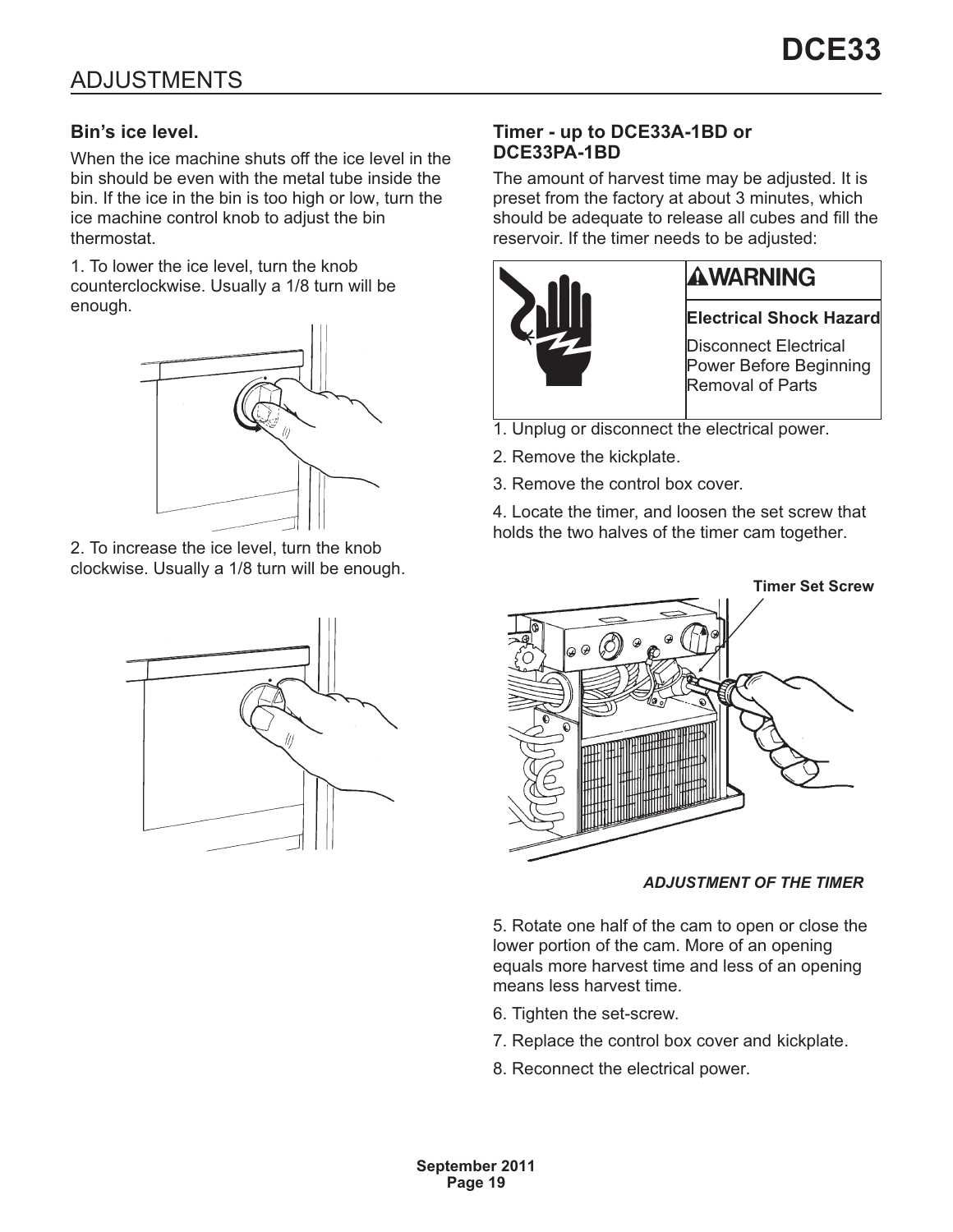# ADJUSTMENTS

## Bin's ice level.

When the ice machine shuts off the ice level in the bin should be even with the metal tube inside the bin. If the ice in the bin is too high or low, turn the ice machine control knob to adjust the bin thermostat.

1. To lower the ice level, turn the knob counterclockwise. Usually a 1/8 turn will be enough.

2. To increase the ice level, turn the knob clockwise. Usually a 1/8 turn will be enough.

## Timer - up to DCE33A-1BD or DCE33PA-1BD

The amount of harvest time may be adjusted. It is preset from the factory at about 3 minutes, which should be adequate to release all cubes and fill the reservoir. If the timer needs to be adjusted:

**⚠WARNING**

**Electrical Shock Hazard**

Disconnect Electrical Power Before Beginning Removal of Parts

1. Unplug or disconnect the electrical power.
2. Remove the kickplate.
3. Remove the control box cover.
4. Locate the timer, and loosen the set screw that holds the two halves of the timer cam together.

**Timer Set Screw**

*ADJUSTMENT OF THE TIMER*

5. Rotate one half of the cam to open or close the lower portion of the cam. More of an opening equals more harvest time and less of an opening means less harvest time.
6. Tighten the set-screw.
7. Replace the control box cover and kickplate.
8. Reconnect the electrical power.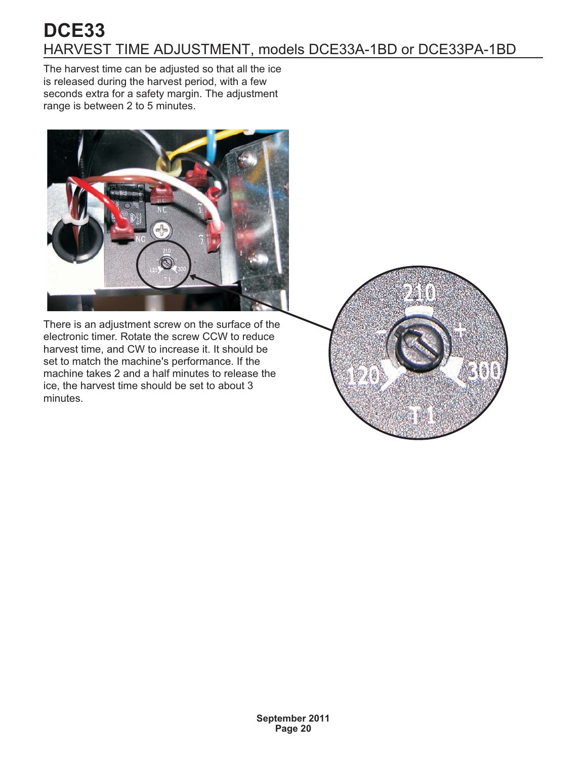# DCE33

## HARVEST TIME ADJUSTMENT, models DCE33A-1BD or DCE33PA-1BD

The harvest time can be adjusted so that all the ice is released during the harvest period, with a few seconds extra for a safety margin. The adjustment range is between 2 to 5 minutes.

There is an adjustment screw on the surface of the electronic timer. Rotate the screw CCW to reduce harvest time, and CW to increase it. It should be set to match the machine's performance. If the machine takes 2 and a half minutes to release the ice, the harvest time should be set to about 3 minutes.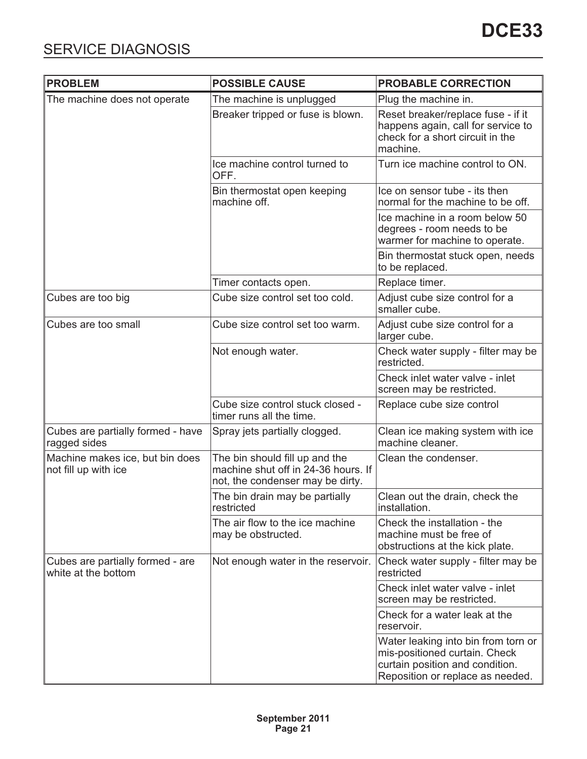## SERVICE DIAGNOSIS

| PROBLEM | POSSIBLE CAUSE | PROBABLE CORRECTION |
|---|---|---|
| The machine does not operate | The machine is unplugged | Plug the machine in. |
| | Breaker tripped or fuse is blown. | Reset breaker/replace fuse - if it happens again, call for service to check for a short circuit in the machine. |
| | Ice machine control turned to OFF. | Turn ice machine control to ON. |
| | Bin thermostat open keeping machine off. | Ice on sensor tube - its then normal for the machine to be off. |
| | | Ice machine in a room below 50 degrees - room needs to be warmer for machine to operate. |
| | | Bin thermostat stuck open, needs to be replaced. |
| | Timer contacts open. | Replace timer. |
| Cubes are too big | Cube size control set too cold. | Adjust cube size control for a smaller cube. |
| Cubes are too small | Cube size control set too warm. | Adjust cube size control for a larger cube. |
| | Not enough water. | Check water supply - filter may be restricted. |
| | | Check inlet water valve - inlet screen may be restricted. |
| | Cube size control stuck closed - timer runs all the time. | Replace cube size control |
| Cubes are partially formed - have ragged sides | Spray jets partially clogged. | Clean ice making system with ice machine cleaner. |
| Machine makes ice, but bin does not fill up with ice | The bin should fill up and the machine shut off in 24-36 hours. If not, the condenser may be dirty. | Clean the condenser. |
| | The bin drain may be partially restricted | Clean out the drain, check the installation. |
| | The air flow to the ice machine may be obstructed. | Check the installation - the machine must be free of obstructions at the kick plate. |
| Cubes are partially formed - are white at the bottom | Not enough water in the reservoir. | Check water supply - filter may be restricted |
| | | Check inlet water valve - inlet screen may be restricted. |
| | | Check for a water leak at the reservoir. |
| | | Water leaking into bin from torn or mis-positioned curtain. Check curtain position and condition. Reposition or replace as needed. |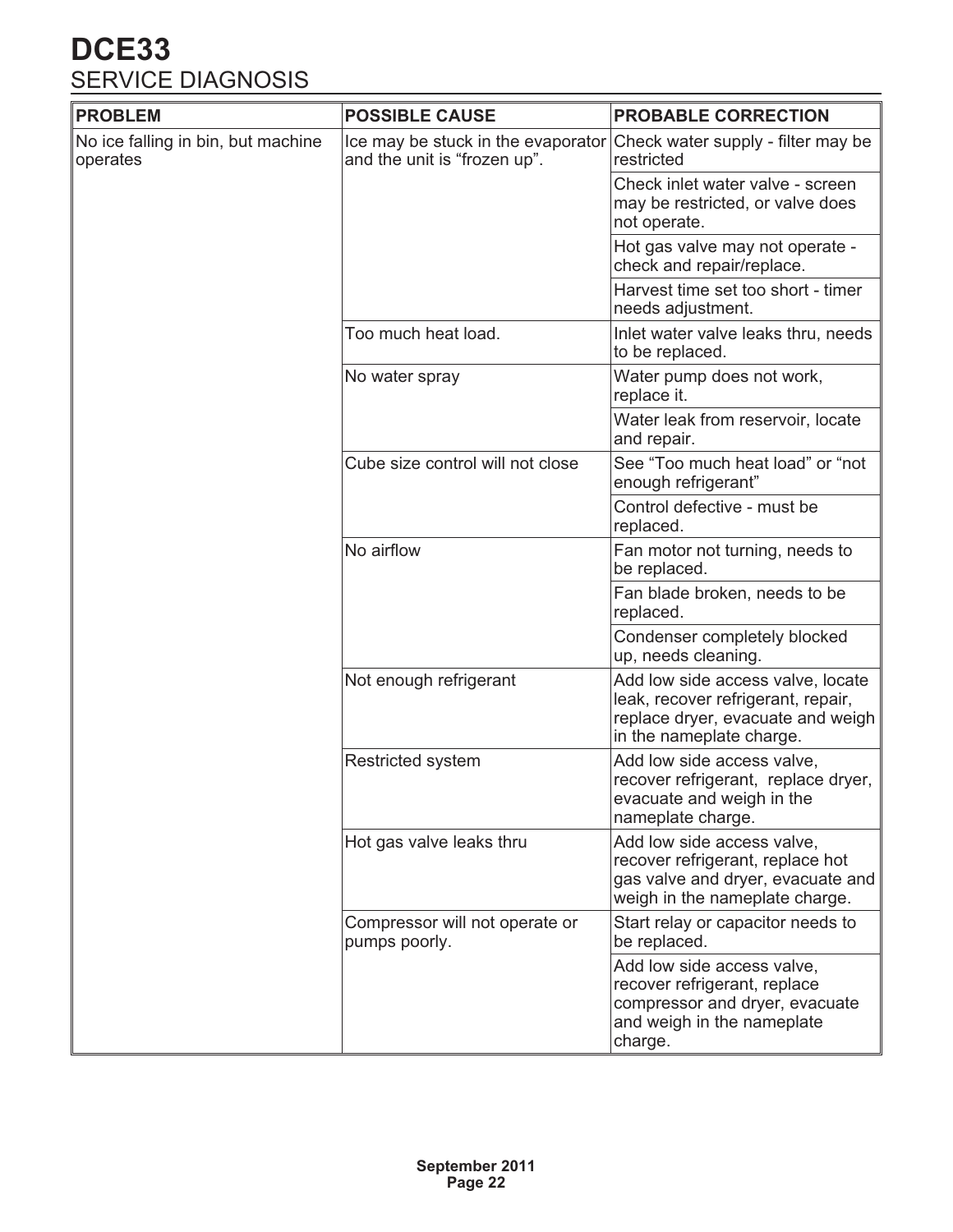# DCE33

## SERVICE DIAGNOSIS

| PROBLEM | POSSIBLE CAUSE | PROBABLE CORRECTION |
|---|---|---|
| No ice falling in bin, but machine operates | Ice may be stuck in the evaporator and the unit is “frozen up”. | Check water supply - filter may be restricted |
| | | Check inlet water valve - screen may be restricted, or valve does not operate. |
| | | Hot gas valve may not operate - check and repair/replace. |
| | | Harvest time set too short - timer needs adjustment. |
| | Too much heat load. | Inlet water valve leaks thru, needs to be replaced. |
| | No water spray | Water pump does not work, replace it. |
| | | Water leak from reservoir, locate and repair. |
| | Cube size control will not close | See “Too much heat load” or “not enough refrigerant” |
| | | Control defective - must be replaced. |
| | No airflow | Fan motor not turning, needs to be replaced. |
| | | Fan blade broken, needs to be replaced. |
| | | Condenser completely blocked up, needs cleaning. |
| | Not enough refrigerant | Add low side access valve, locate leak, recover refrigerant, repair, replace dryer, evacuate and weigh in the nameplate charge. |
| | Restricted system | Add low side access valve, recover refrigerant, replace dryer, evacuate and weigh in the nameplate charge. |
| | Hot gas valve leaks thru | Add low side access valve, recover refrigerant, replace hot gas valve and dryer, evacuate and weigh in the nameplate charge. |
| | Compressor will not operate or pumps poorly. | Start relay or capacitor needs to be replaced. |
| | | Add low side access valve, recover refrigerant, replace compressor and dryer, evacuate and weigh in the nameplate charge. |

September 2011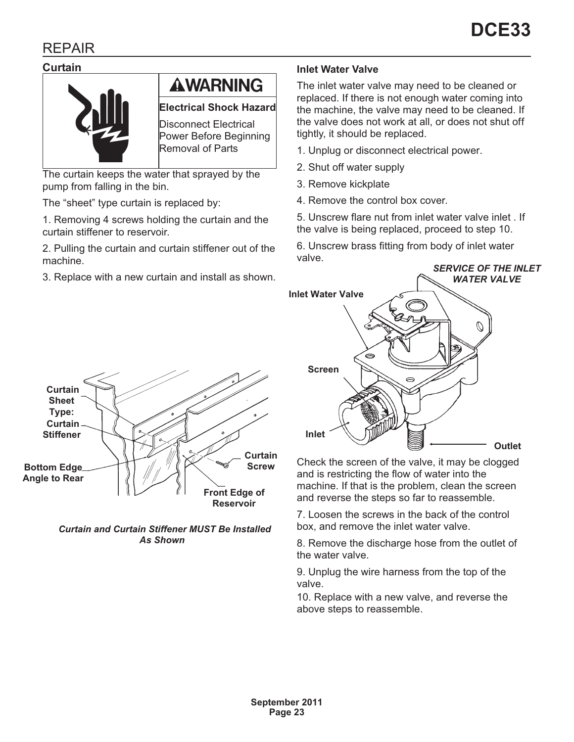## REPAIR

### Curtain

**⚠WARNING**

**Electrical Shock Hazard**

Disconnect Electrical Power Before Beginning Removal of Parts

The curtain keeps the water that sprayed by the pump from falling in the bin.

The “sheet” type curtain is replaced by:

1. Removing 4 screws holding the curtain and the curtain stiffener to reservoir.

2. Pulling the curtain and curtain stiffener out of the machine.

3. Replace with a new curtain and install as shown.

Curtain Sheet Type:
Curtain Stiffener
Bottom Edge Angle to Rear
Curtain Screw
Front Edge of Reservoir

*Curtain and Curtain Stiffener MUST Be Installed As Shown*

### Inlet Water Valve

The inlet water valve may need to be cleaned or replaced. If there is not enough water coming into the machine, the valve may need to be cleaned. If the valve does not work at all, or does not shut off tightly, it should be replaced.

1. Unplug or disconnect electrical power.

2. Shut off water supply

3. Remove kickplate

4. Remove the control box cover.

5. Unscrew flare nut from inlet water valve inlet . If the valve is being replaced, proceed to step 10.

6. Unscrew brass fitting from body of inlet water valve.

***SERVICE OF THE INLET WATER VALVE***

Inlet Water Valve
Screen
Inlet
Outlet

Check the screen of the valve, it may be clogged and is restricting the flow of water into the machine. If that is the problem, clean the screen and reverse the steps so far to reassemble.

7. Loosen the screws in the back of the control box, and remove the inlet water valve.

8. Remove the discharge hose from the outlet of the water valve.

9. Unplug the wire harness from the top of the valve.

10. Replace with a new valve, and reverse the above steps to reassemble.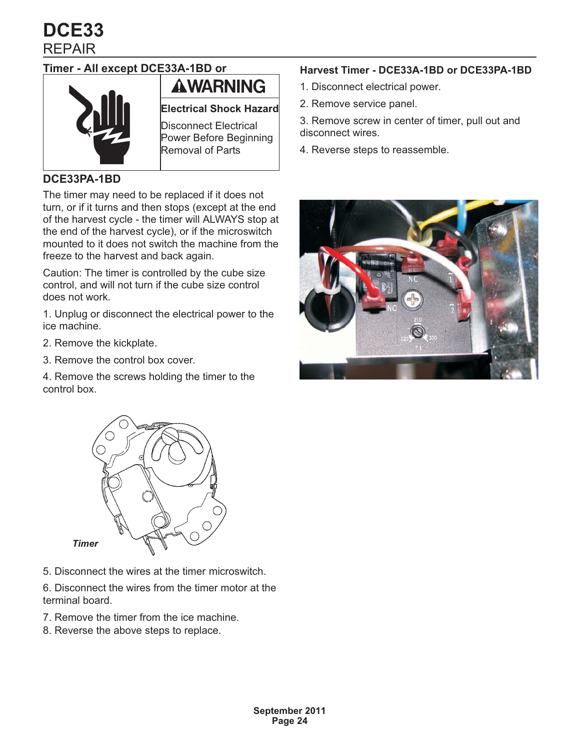# DCE33

## REPAIR

### Timer - All except DCE33A-1BD or DCE33PA-1BD

**⚠WARNING**

**Electrical Shock Hazard**

Disconnect Electrical Power Before Beginning Removal of Parts

The timer may need to be replaced if it does not turn, or if it turns and then stops (except at the end of the harvest cycle - the timer will ALWAYS stop at the end of the harvest cycle), or if the microswitch mounted to it does not switch the machine from the freeze to the harvest and back again.

Caution: The timer is controlled by the cube size control, and will not turn if the cube size control does not work.

1. Unplug or disconnect the electrical power to the ice machine.
2. Remove the kickplate.
3. Remove the control box cover.
4. Remove the screws holding the timer to the control box.

*Timer*

5. Disconnect the wires at the timer microswitch.
6. Disconnect the wires from the timer motor at the terminal board.
7. Remove the timer from the ice machine.
8. Reverse the above steps to replace.

### Harvest Timer - DCE33A-1BD or DCE33PA-1BD

1. Disconnect electrical power.
2. Remove service panel.
3. Remove screw in center of timer, pull out and disconnect wires.
4. Reverse steps to reassemble.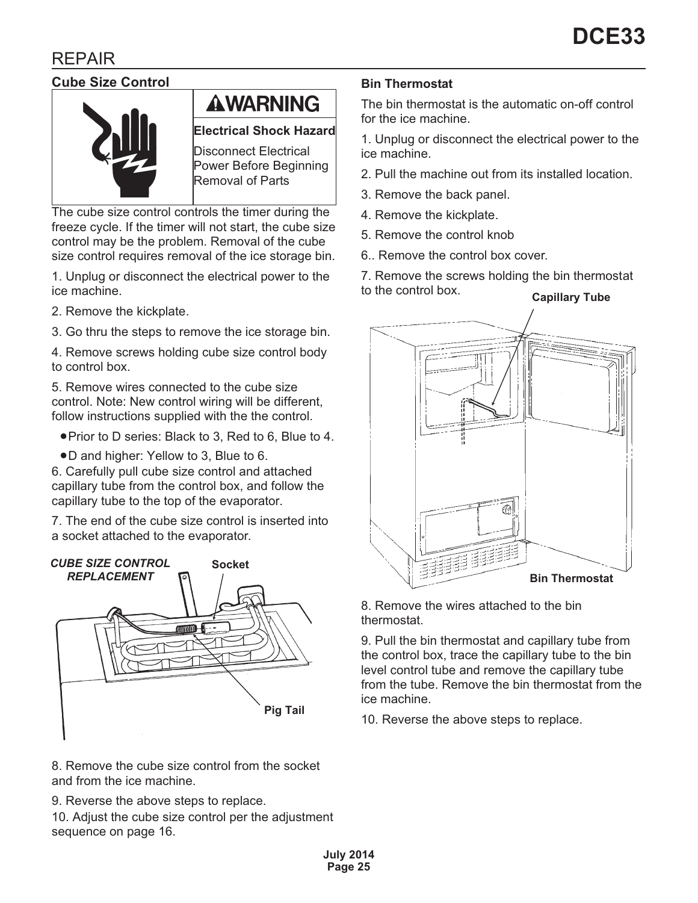# REPAIR

## Cube Size Control

**WARNING**

**Electrical Shock Hazard**

Disconnect Electrical Power Before Beginning Removal of Parts

The cube size control controls the timer during the freeze cycle. If the timer will not start, the cube size control may be the problem. Removal of the cube size control requires removal of the ice storage bin.

1. Unplug or disconnect the electrical power to the ice machine.
2. Remove the kickplate.
3. Go thru the steps to remove the ice storage bin.
4. Remove screws holding cube size control body to control box.
5. Remove wires connected to the cube size control. Note: New control wiring will be different, follow instructions supplied with the the control.
   - Prior to D series: Black to 3, Red to 6, Blue to 4.
   - D and higher: Yellow to 3, Blue to 6.
6. Carefully pull cube size control and attached capillary tube from the control box, and follow the capillary tube to the top of the evaporator.
7. The end of the cube size control is inserted into a socket attached to the evaporator.

***CUBE SIZE CONTROL REPLACEMENT***

Socket

Pig Tail

8. Remove the cube size control from the socket and from the ice machine.
9. Reverse the above steps to replace.
10. Adjust the cube size control per the adjustment sequence on page 16.

## Bin Thermostat

The bin thermostat is the automatic on-off control for the ice machine.

1. Unplug or disconnect the electrical power to the ice machine.
2. Pull the machine out from its installed location.
3. Remove the back panel.
4. Remove the kickplate.
5. Remove the control knob
6.. Remove the control box cover.
7. Remove the screws holding the bin thermostat to the control box.

Capillary Tube

Bin Thermostat

8. Remove the wires attached to the bin thermostat.
9. Pull the bin thermostat and capillary tube from the control box, trace the capillary tube to the bin level control tube and remove the capillary tube from the tube. Remove the bin thermostat from the ice machine.
10. Reverse the above steps to replace.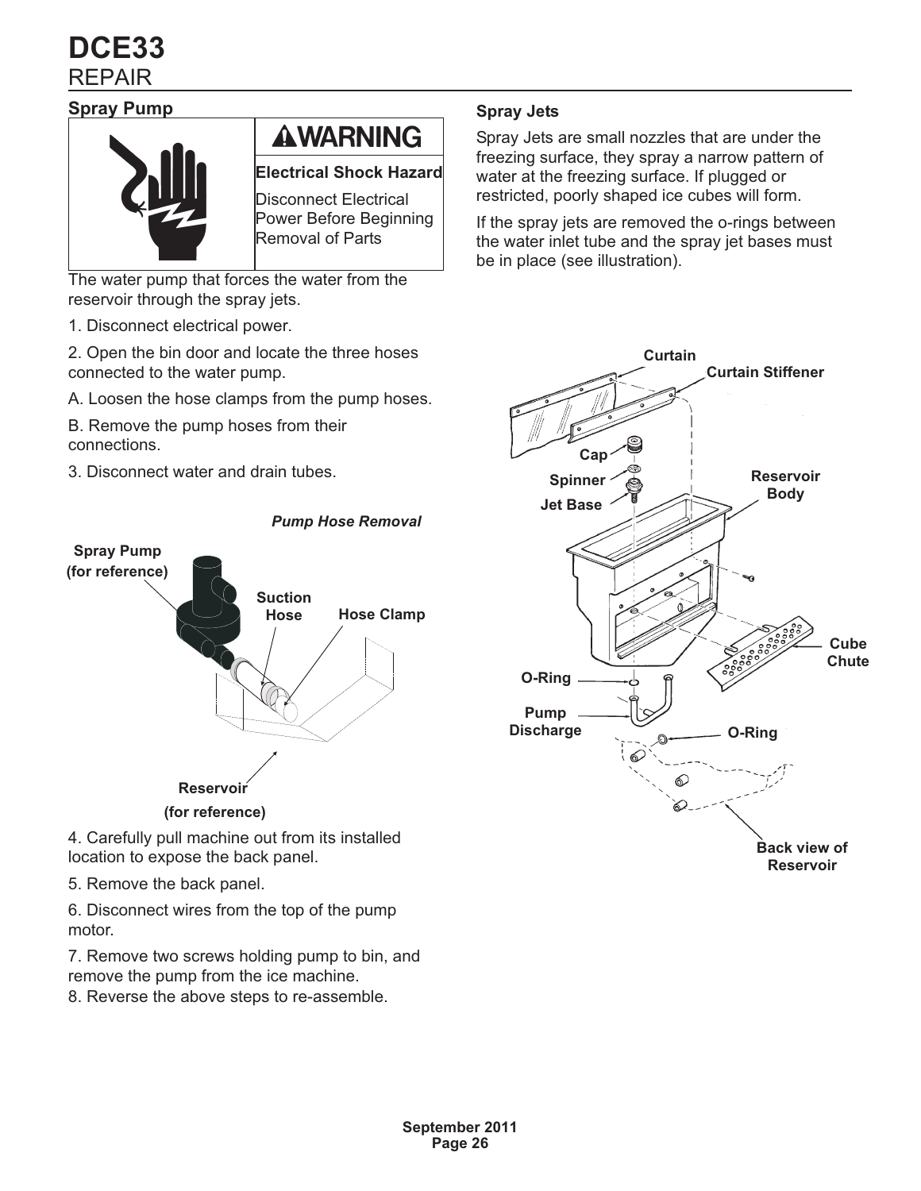# DCE33

## REPAIR

### Spray Pump

**⚠WARNING**

**Electrical Shock Hazard**

Disconnect Electrical Power Before Beginning Removal of Parts

The water pump that forces the water from the reservoir through the spray jets.

1. Disconnect electrical power.

2. Open the bin door and locate the three hoses connected to the water pump.

A. Loosen the hose clamps from the pump hoses.

B. Remove the pump hoses from their connections.

3. Disconnect water and drain tubes.

*Pump Hose Removal*

Spray Pump (for reference)
Suction Hose
Hose Clamp
Reservoir (for reference)

4. Carefully pull machine out from its installed location to expose the back panel.

5. Remove the back panel.

6. Disconnect wires from the top of the pump motor.

7. Remove two screws holding pump to bin, and remove the pump from the ice machine.

8. Reverse the above steps to re-assemble.

### Spray Jets

Spray Jets are small nozzles that are under the freezing surface, they spray a narrow pattern of water at the freezing surface. If plugged or restricted, poorly shaped ice cubes will form.

If the spray jets are removed the o-rings between the water inlet tube and the spray jet bases must be in place (see illustration).

Curtain
Curtain Stiffener
Cap
Spinner
Jet Base
Reservoir Body
Cube Chute
O-Ring
Pump Discharge
O-Ring
Back view of Reservoir